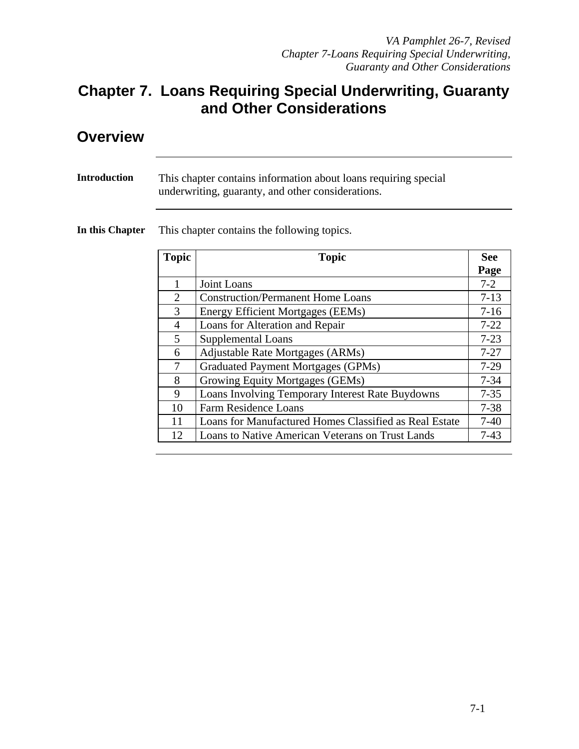# Chapter 7. Loans Requiring Special Underwriting, Guaranty and Other Considerations

## Overview

**Introduction**

This chapter contains information about loans requiring special underwriting, guaranty, and other considerations.

**In this Chapter**

This chapter contains the following topics.

| Topic | Topic | See Page |
|---|---|---|
| 1 | Joint Loans | 7-2 |
| 2 | Construction/Permanent Home Loans | 7-13 |
| 3 | Energy Efficient Mortgages (EEMs) | 7-16 |
| 4 | Loans for Alteration and Repair | 7-22 |
| 5 | Supplemental Loans | 7-23 |
| 6 | Adjustable Rate Mortgages (ARMs) | 7-27 |
| 7 | Graduated Payment Mortgages (GPMs) | 7-29 |
| 8 | Growing Equity Mortgages (GEMs) | 7-34 |
| 9 | Loans Involving Temporary Interest Rate Buydowns | 7-35 |
| 10 | Farm Residence Loans | 7-38 |
| 11 | Loans for Manufactured Homes Classified as Real Estate | 7-40 |
| 12 | Loans to Native American Veterans on Trust Lands | 7-43 |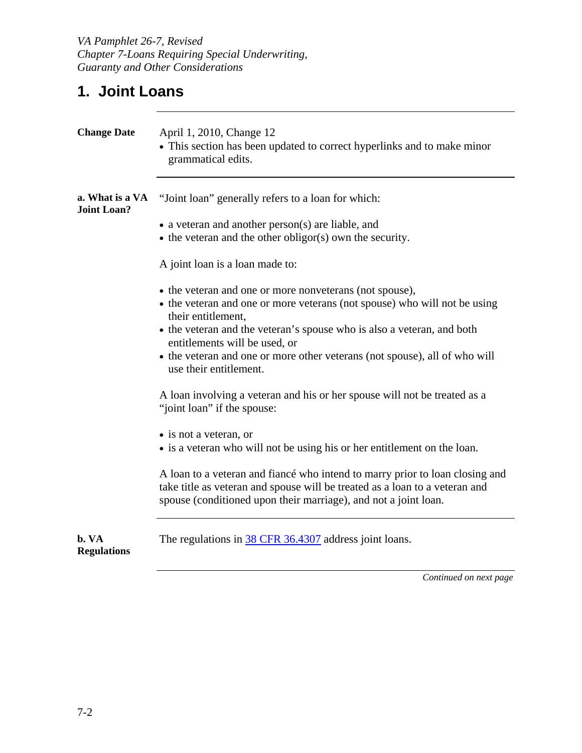# 1. Joint Loans

**Change Date**

April 1, 2010, Change 12

- This section has been updated to correct hyperlinks and to make minor grammatical edits.

**a. What is a VA Joint Loan?**

"Joint loan" generally refers to a loan for which:

- a veteran and another person(s) are liable, and
- the veteran and the other obligor(s) own the security.

A joint loan is a loan made to:

- the veteran and one or more nonveterans (not spouse),
- the veteran and one or more veterans (not spouse) who will not be using their entitlement,
- the veteran and the veteran's spouse who is also a veteran, and both entitlements will be used, or
- the veteran and one or more other veterans (not spouse), all of who will use their entitlement.

A loan involving a veteran and his or her spouse will not be treated as a "joint loan" if the spouse:

- is not a veteran, or
- is a veteran who will not be using his or her entitlement on the loan.

A loan to a veteran and fiancé who intend to marry prior to loan closing and take title as veteran and spouse will be treated as a loan to a veteran and spouse (conditioned upon their marriage), and not a joint loan.

**b. VA Regulations**

The regulations in 38 CFR 36.4307 address joint loans.

*Continued on next page*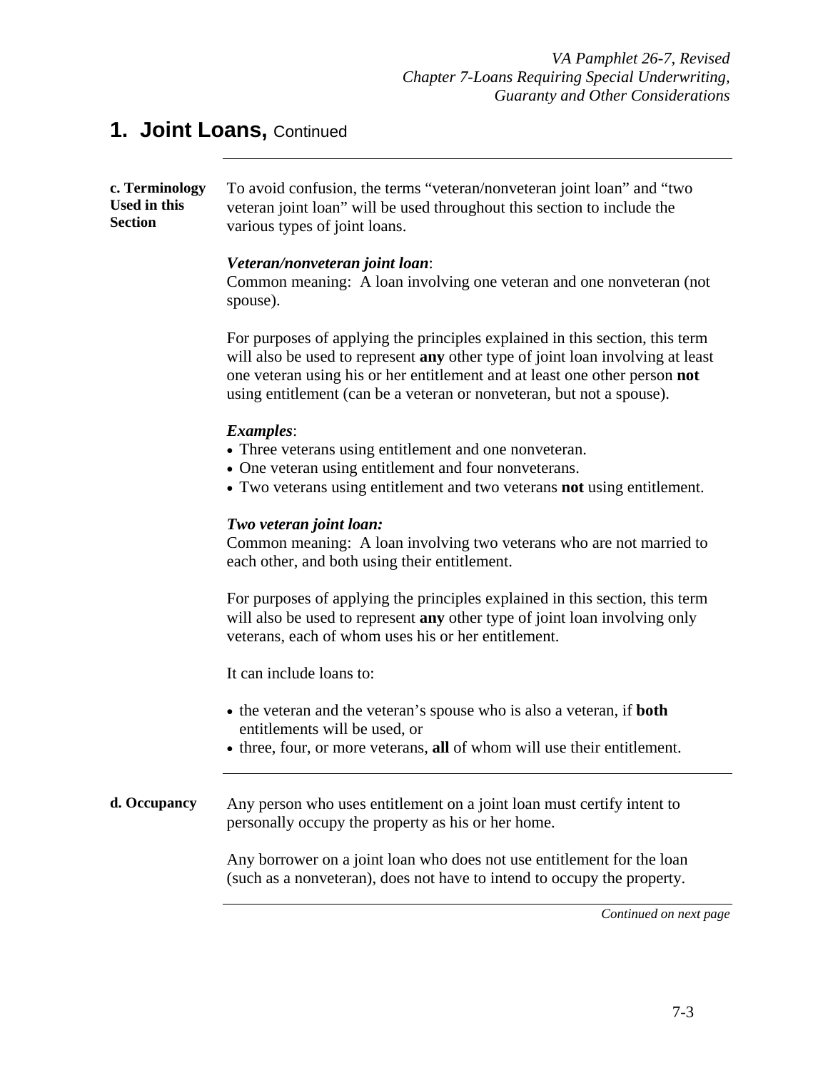## 1. Joint Loans, Continued

**c. Terminology Used in this Section**

To avoid confusion, the terms "veteran/nonveteran joint loan" and "two veteran joint loan" will be used throughout this section to include the various types of joint loans.

***Veteran/nonveteran joint loan***:
Common meaning: A loan involving one veteran and one nonveteran (not spouse).

For purposes of applying the principles explained in this section, this term will also be used to represent **any** other type of joint loan involving at least one veteran using his or her entitlement and at least one other person **not** using entitlement (can be a veteran or nonveteran, but not a spouse).

***Examples***:

- Three veterans using entitlement and one nonveteran.
- One veteran using entitlement and four nonveterans.
- Two veterans using entitlement and two veterans **not** using entitlement.

***Two veteran joint loan:***
Common meaning: A loan involving two veterans who are not married to each other, and both using their entitlement.

For purposes of applying the principles explained in this section, this term will also be used to represent **any** other type of joint loan involving only veterans, each of whom uses his or her entitlement.

It can include loans to:

- the veteran and the veteran's spouse who is also a veteran, if **both** entitlements will be used, or
- three, four, or more veterans, **all** of whom will use their entitlement.

**d. Occupancy**

Any person who uses entitlement on a joint loan must certify intent to personally occupy the property as his or her home.

Any borrower on a joint loan who does not use entitlement for the loan (such as a nonveteran), does not have to intend to occupy the property.

*Continued on next page*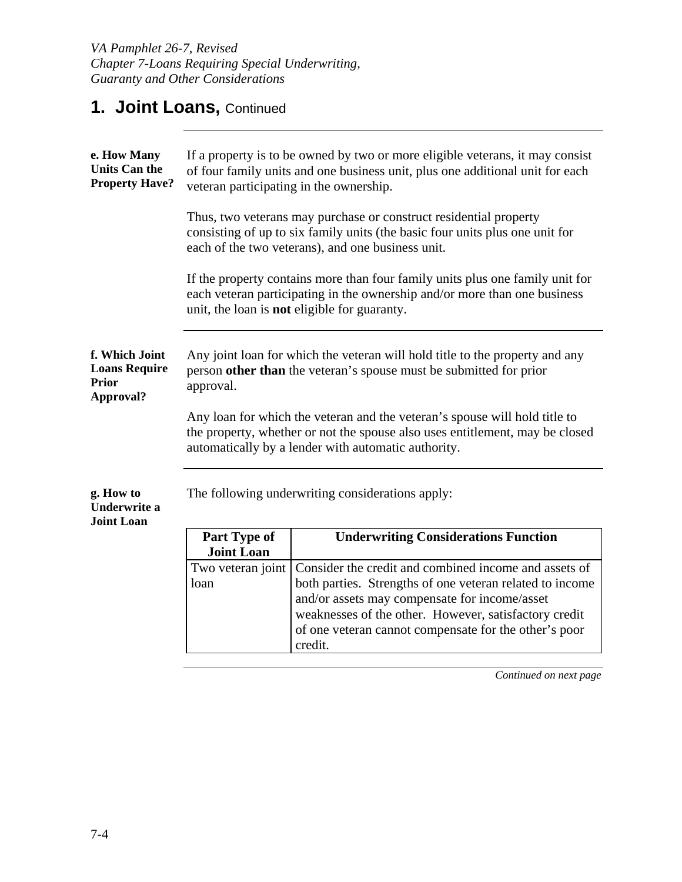# 1. Joint Loans, Continued

**e. How Many Units Can the Property Have?**

If a property is to be owned by two or more eligible veterans, it may consist of four family units and one business unit, plus one additional unit for each veteran participating in the ownership.

Thus, two veterans may purchase or construct residential property consisting of up to six family units (the basic four units plus one unit for each of the two veterans), and one business unit.

If the property contains more than four family units plus one family unit for each veteran participating in the ownership and/or more than one business unit, the loan is **not** eligible for guaranty.

**f. Which Joint Loans Require Prior Approval?**

Any joint loan for which the veteran will hold title to the property and any person **other than** the veteran's spouse must be submitted for prior approval.

Any loan for which the veteran and the veteran's spouse will hold title to the property, whether or not the spouse also uses entitlement, may be closed automatically by a lender with automatic authority.

**g. How to Underwrite a Joint Loan**

The following underwriting considerations apply:

| Part Type of Joint Loan | Underwriting Considerations Function |
| --- | --- |
| Two veteran joint loan | Consider the credit and combined income and assets of both parties. Strengths of one veteran related to income and/or assets may compensate for income/asset weaknesses of the other. However, satisfactory credit of one veteran cannot compensate for the other's poor credit. |

*Continued on next page*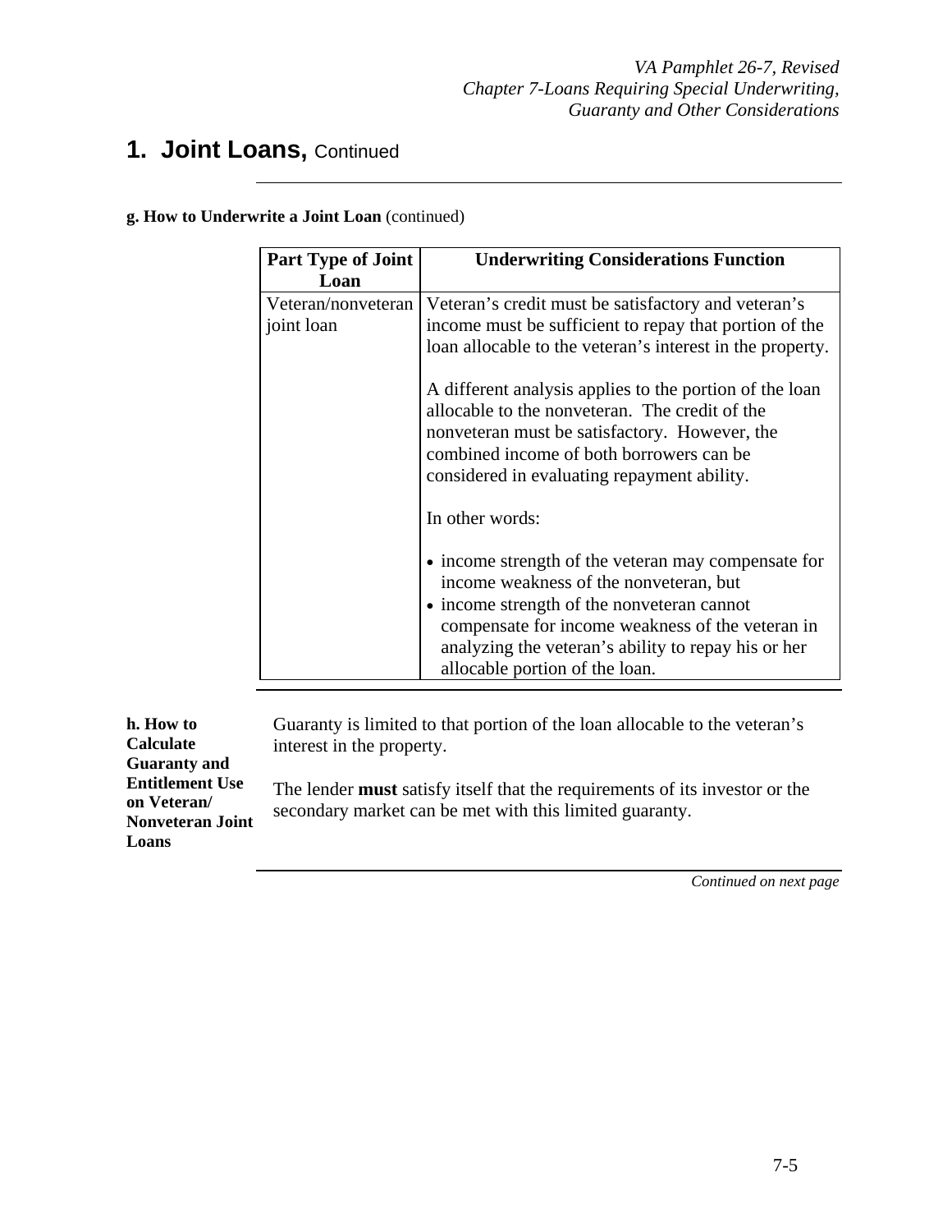# 1. Joint Loans, Continued

**g. How to Underwrite a Joint Loan** (continued)

| Part Type of Joint Loan | Underwriting Considerations Function |
|---|---|
| Veteran/nonveteran joint loan | Veteran's credit must be satisfactory and veteran's income must be sufficient to repay that portion of the loan allocable to the veteran's interest in the property.<br><br>A different analysis applies to the portion of the loan allocable to the nonveteran. The credit of the nonveteran must be satisfactory. However, the combined income of both borrowers can be considered in evaluating repayment ability.<br><br>In other words:<br><br>• income strength of the veteran may compensate for income weakness of the nonveteran, but<br>• income strength of the nonveteran cannot compensate for income weakness of the veteran in analyzing the veteran's ability to repay his or her allocable portion of the loan. |

**h. How to Calculate Guaranty and Entitlement Use on Veteran/ Nonveteran Joint Loans**

Guaranty is limited to that portion of the loan allocable to the veteran's interest in the property.

The lender **must** satisfy itself that the requirements of its investor or the secondary market can be met with this limited guaranty.

*Continued on next page*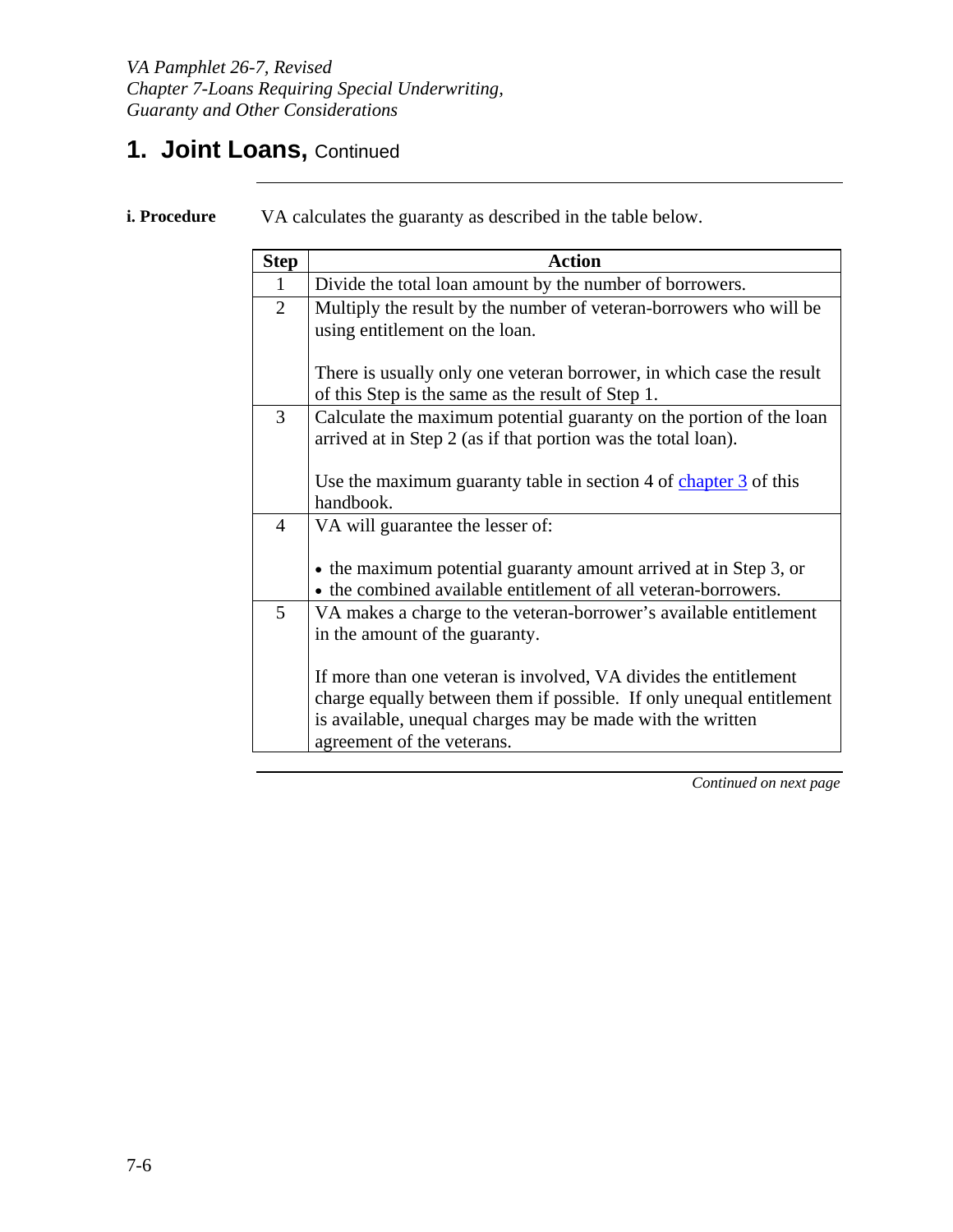# 1. Joint Loans, Continued

**i. Procedure**

VA calculates the guaranty as described in the table below.

| Step | Action |
|---|---|
| 1 | Divide the total loan amount by the number of borrowers. |
| 2 | Multiply the result by the number of veteran-borrowers who will be using entitlement on the loan.<br><br>There is usually only one veteran borrower, in which case the result of this Step is the same as the result of Step 1. |
| 3 | Calculate the maximum potential guaranty on the portion of the loan arrived at in Step 2 (as if that portion was the total loan).<br><br>Use the maximum guaranty table in section 4 of chapter 3 of this handbook. |
| 4 | VA will guarantee the lesser of:<br><br>• the maximum potential guaranty amount arrived at in Step 3, or<br>• the combined available entitlement of all veteran-borrowers. |
| 5 | VA makes a charge to the veteran-borrower's available entitlement in the amount of the guaranty.<br><br>If more than one veteran is involved, VA divides the entitlement charge equally between them if possible. If only unequal entitlement is available, unequal charges may be made with the written agreement of the veterans. |

*Continued on next page*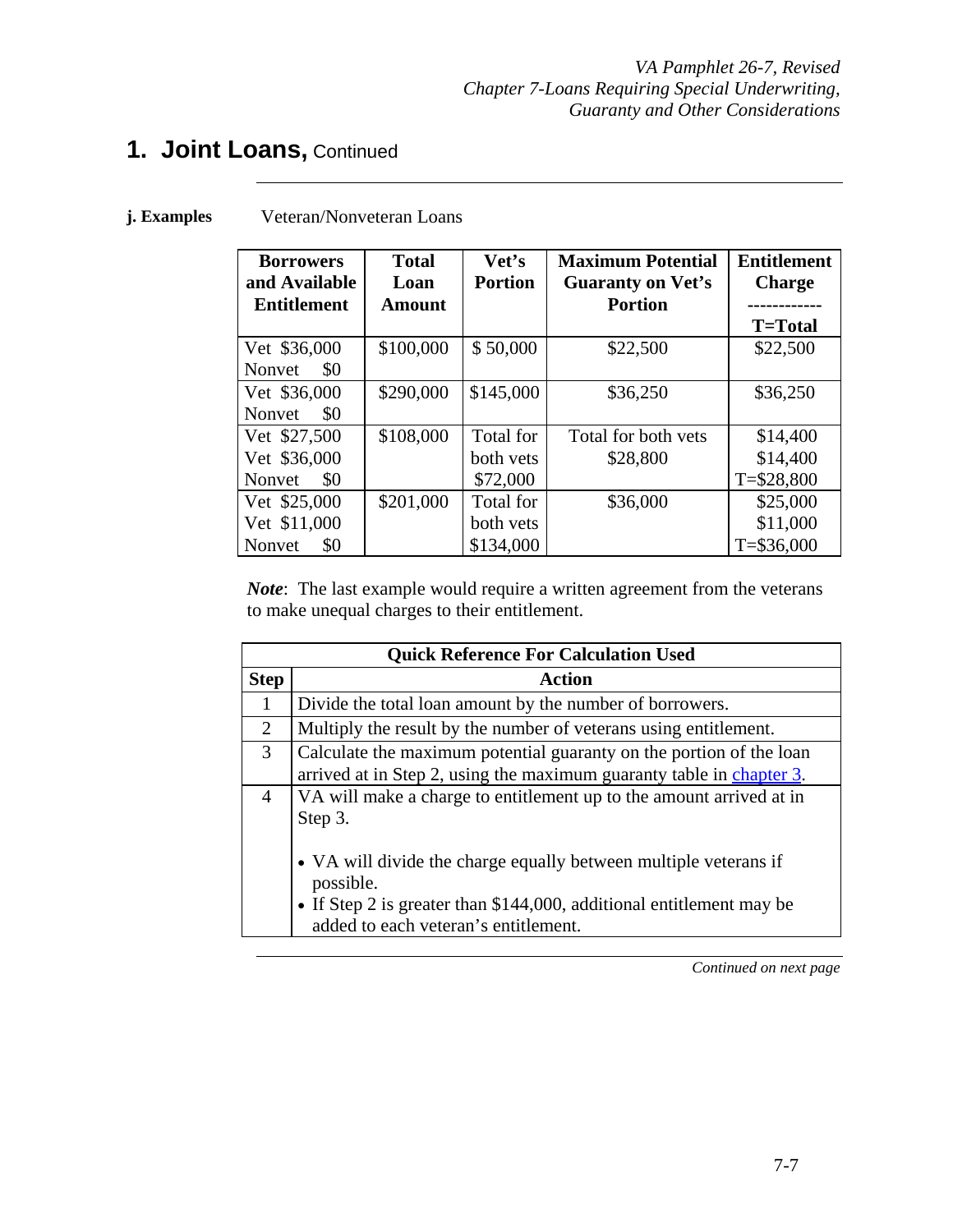# 1. Joint Loans, Continued

**j. Examples**

Veteran/Nonveteran Loans

| Borrowers and Available Entitlement | Total Loan Amount | Vet's Portion | Maximum Potential Guaranty on Vet's Portion | Entitlement Charge ------------ T=Total |
|---|---|---|---|---|
| Vet $36,000<br>Nonvet $0 | $100,000 | $ 50,000 | $22,500 | $22,500 |
| Vet $36,000<br>Nonvet $0 | $290,000 | $145,000 | $36,250 | $36,250 |
| Vet $27,500<br>Vet $36,000<br>Nonvet $0 | $108,000 | Total for both vets $72,000 | Total for both vets $28,800 | $14,400<br>$14,400<br>T=$28,800 |
| Vet $25,000<br>Vet $11,000<br>Nonvet $0 | $201,000 | Total for both vets $134,000 | $36,000 | $25,000<br>$11,000<br>T=$36,000 |

***Note***: The last example would require a written agreement from the veterans to make unequal charges to their entitlement.

| **Quick Reference For Calculation Used** | |
|---|---|
| **Step** | **Action** |
| 1 | Divide the total loan amount by the number of borrowers. |
| 2 | Multiply the result by the number of veterans using entitlement. |
| 3 | Calculate the maximum potential guaranty on the portion of the loan arrived at in Step 2, using the maximum guaranty table in chapter 3. |
| 4 | VA will make a charge to entitlement up to the amount arrived at in Step 3.<br><br>• VA will divide the charge equally between multiple veterans if possible.<br>• If Step 2 is greater than $144,000, additional entitlement may be added to each veteran's entitlement. |

*Continued on next page*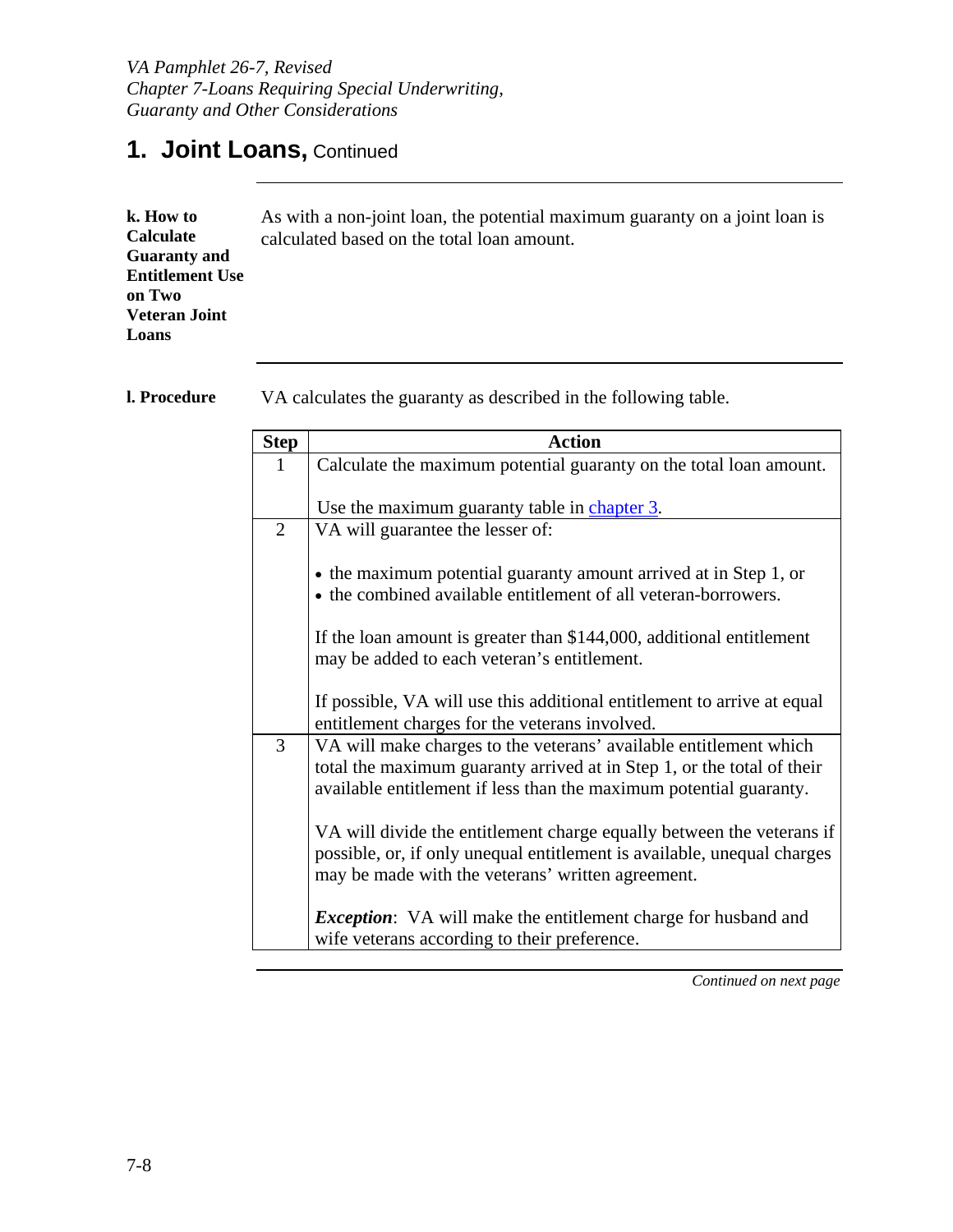# 1. Joint Loans, Continued

**k. How to Calculate Guaranty and Entitlement Use on Two Veteran Joint Loans**

As with a non-joint loan, the potential maximum guaranty on a joint loan is calculated based on the total loan amount.

**l. Procedure**

VA calculates the guaranty as described in the following table.

| Step | Action |
|---|---|
| 1 | Calculate the maximum potential guaranty on the total loan amount.<br><br>Use the maximum guaranty table in chapter 3. |
| 2 | VA will guarantee the lesser of:<br><br>• the maximum potential guaranty amount arrived at in Step 1, or<br>• the combined available entitlement of all veteran-borrowers.<br><br>If the loan amount is greater than $144,000, additional entitlement may be added to each veteran's entitlement.<br><br>If possible, VA will use this additional entitlement to arrive at equal entitlement charges for the veterans involved. |
| 3 | VA will make charges to the veterans' available entitlement which total the maximum guaranty arrived at in Step 1, or the total of their available entitlement if less than the maximum potential guaranty.<br><br>VA will divide the entitlement charge equally between the veterans if possible, or, if only unequal entitlement is available, unequal charges may be made with the veterans' written agreement.<br><br>***Exception***: VA will make the entitlement charge for husband and wife veterans according to their preference. |

*Continued on next page*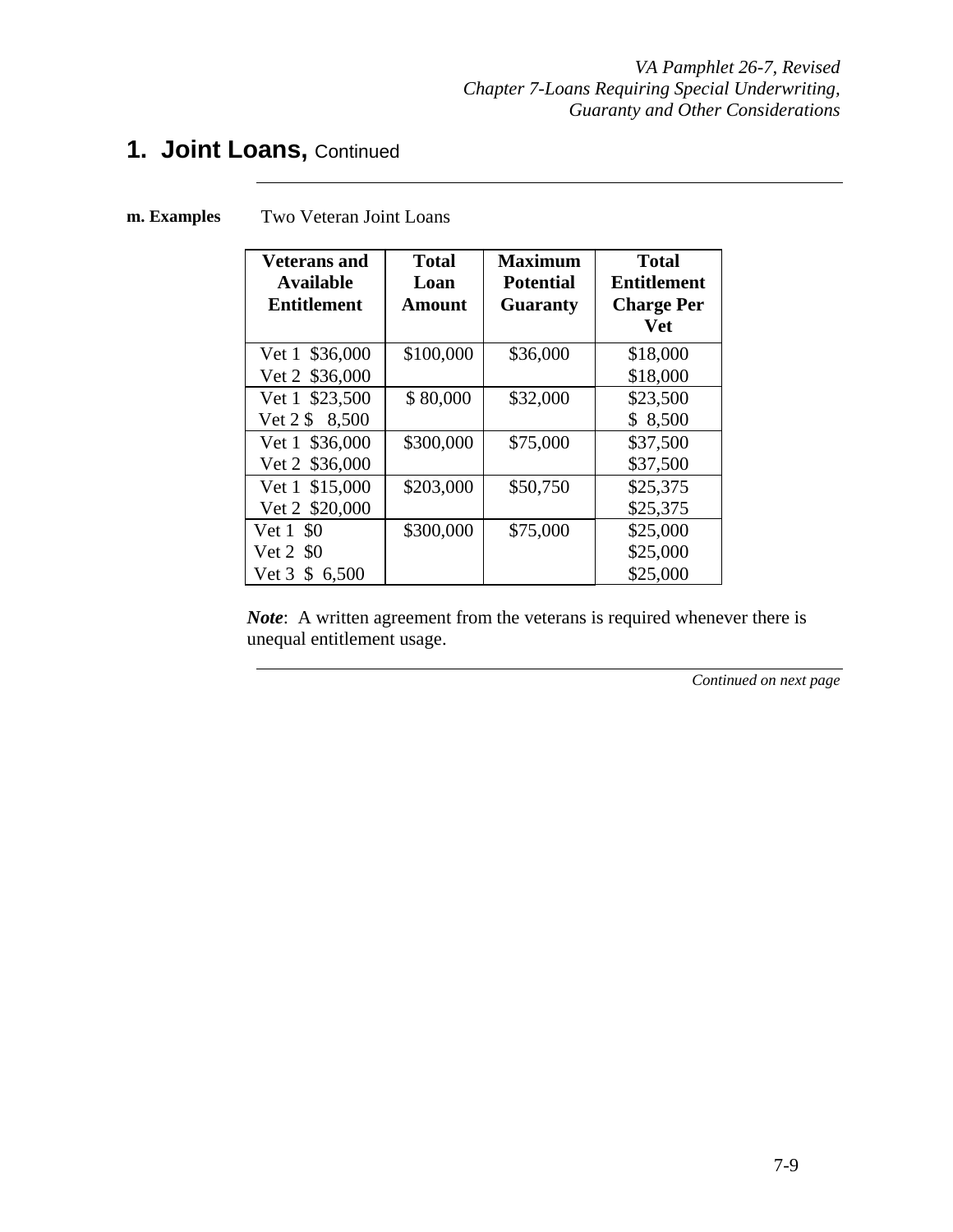# 1. Joint Loans, Continued

**m. Examples**

Two Veteran Joint Loans

| Veterans and Available Entitlement | Total Loan Amount | Maximum Potential Guaranty | Total Entitlement Charge Per Vet |
|---|---|---|---|
| Vet 1 $36,000<br>Vet 2 $36,000 | $100,000 | $36,000 | $18,000<br>$18,000 |
| Vet 1 $23,500<br>Vet 2 $ 8,500 | $ 80,000 | $32,000 | $23,500<br>$ 8,500 |
| Vet 1 $36,000<br>Vet 2 $36,000 | $300,000 | $75,000 | $37,500<br>$37,500 |
| Vet 1 $15,000<br>Vet 2 $20,000 | $203,000 | $50,750 | $25,375<br>$25,375 |
| Vet 1 $0<br>Vet 2 $0<br>Vet 3 $ 6,500 | $300,000 | $75,000 | $25,000<br>$25,000<br>$25,000 |

***Note***: A written agreement from the veterans is required whenever there is unequal entitlement usage.

*Continued on next page*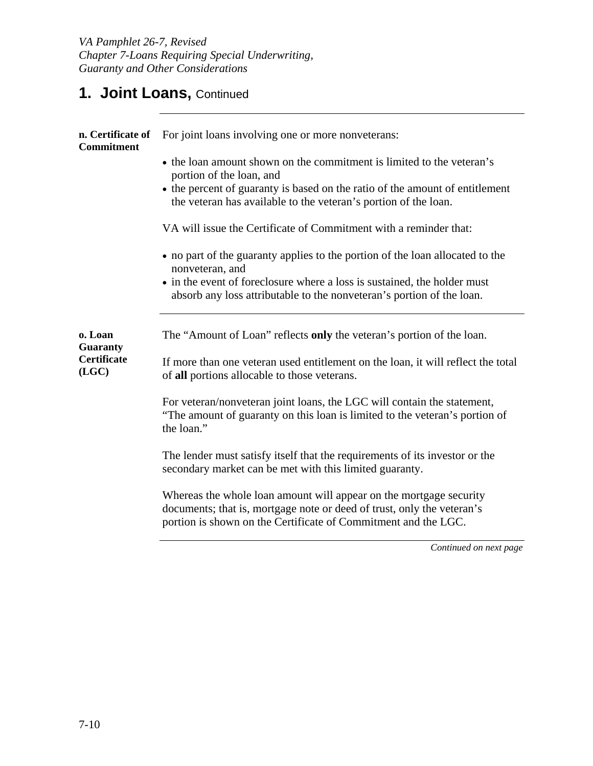# 1. Joint Loans, Continued

**n. Certificate of Commitment**

For joint loans involving one or more nonveterans:

- the loan amount shown on the commitment is limited to the veteran's portion of the loan, and
- the percent of guaranty is based on the ratio of the amount of entitlement the veteran has available to the veteran's portion of the loan.

VA will issue the Certificate of Commitment with a reminder that:

- no part of the guaranty applies to the portion of the loan allocated to the nonveteran, and
- in the event of foreclosure where a loss is sustained, the holder must absorb any loss attributable to the nonveteran's portion of the loan.

**o. Loan Guaranty Certificate (LGC)**

The "Amount of Loan" reflects **only** the veteran's portion of the loan.

If more than one veteran used entitlement on the loan, it will reflect the total of **all** portions allocable to those veterans.

For veteran/nonveteran joint loans, the LGC will contain the statement, "The amount of guaranty on this loan is limited to the veteran's portion of the loan."

The lender must satisfy itself that the requirements of its investor or the secondary market can be met with this limited guaranty.

Whereas the whole loan amount will appear on the mortgage security documents; that is, mortgage note or deed of trust, only the veteran's portion is shown on the Certificate of Commitment and the LGC.

*Continued on next page*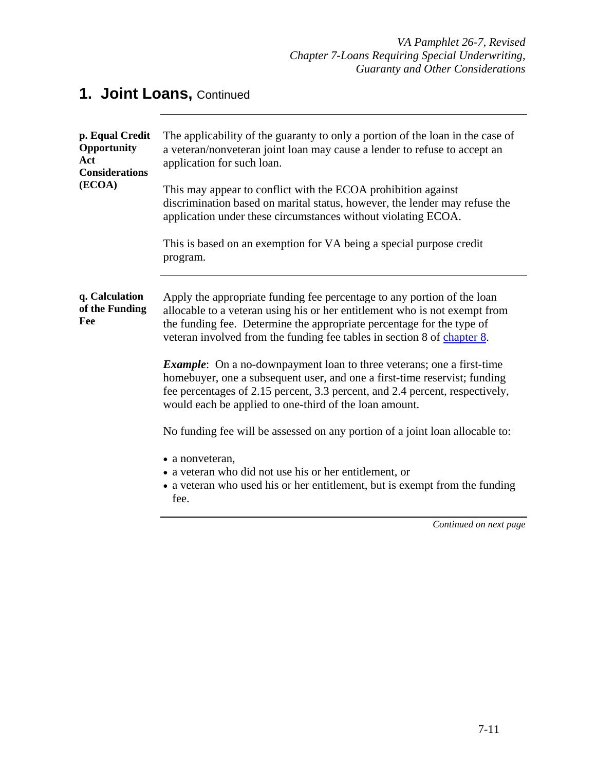# 1. Joint Loans, Continued

**p. Equal Credit Opportunity Act Considerations (ECOA)**

The applicability of the guaranty to only a portion of the loan in the case of a veteran/nonveteran joint loan may cause a lender to refuse to accept an application for such loan.

This may appear to conflict with the ECOA prohibition against discrimination based on marital status, however, the lender may refuse the application under these circumstances without violating ECOA.

This is based on an exemption for VA being a special purpose credit program.

**q. Calculation of the Funding Fee**

Apply the appropriate funding fee percentage to any portion of the loan allocable to a veteran using his or her entitlement who is not exempt from the funding fee. Determine the appropriate percentage for the type of veteran involved from the funding fee tables in section 8 of chapter 8.

***Example***: On a no-downpayment loan to three veterans; one a first-time homebuyer, one a subsequent user, and one a first-time reservist; funding fee percentages of 2.15 percent, 3.3 percent, and 2.4 percent, respectively, would each be applied to one-third of the loan amount.

No funding fee will be assessed on any portion of a joint loan allocable to:

- a nonveteran,
- a veteran who did not use his or her entitlement, or
- a veteran who used his or her entitlement, but is exempt from the funding fee.

*Continued on next page*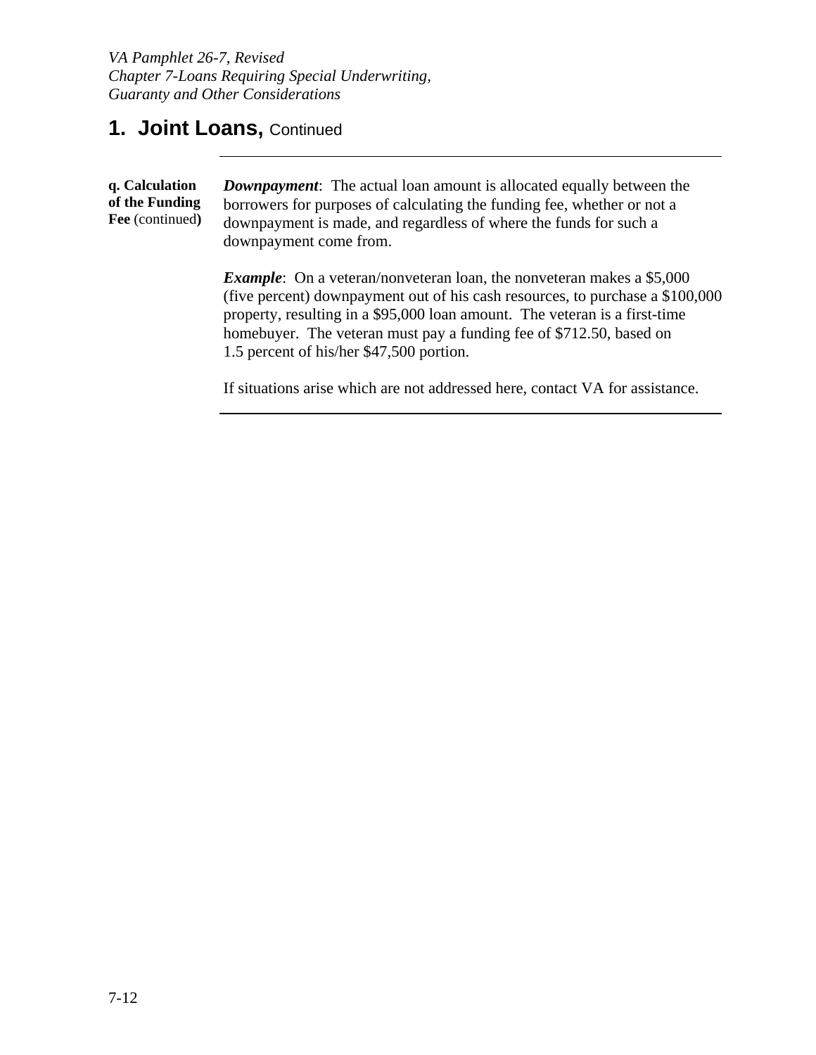## 1. Joint Loans, Continued

**q. Calculation of the Funding Fee** (continued)

***Downpayment***: The actual loan amount is allocated equally between the borrowers for purposes of calculating the funding fee, whether or not a downpayment is made, and regardless of where the funds for such a downpayment come from.

***Example***: On a veteran/nonveteran loan, the nonveteran makes a $5,000 (five percent) downpayment out of his cash resources, to purchase a $100,000 property, resulting in a $95,000 loan amount. The veteran is a first-time homebuyer. The veteran must pay a funding fee of $712.50, based on 1.5 percent of his/her $47,500 portion.

If situations arise which are not addressed here, contact VA for assistance.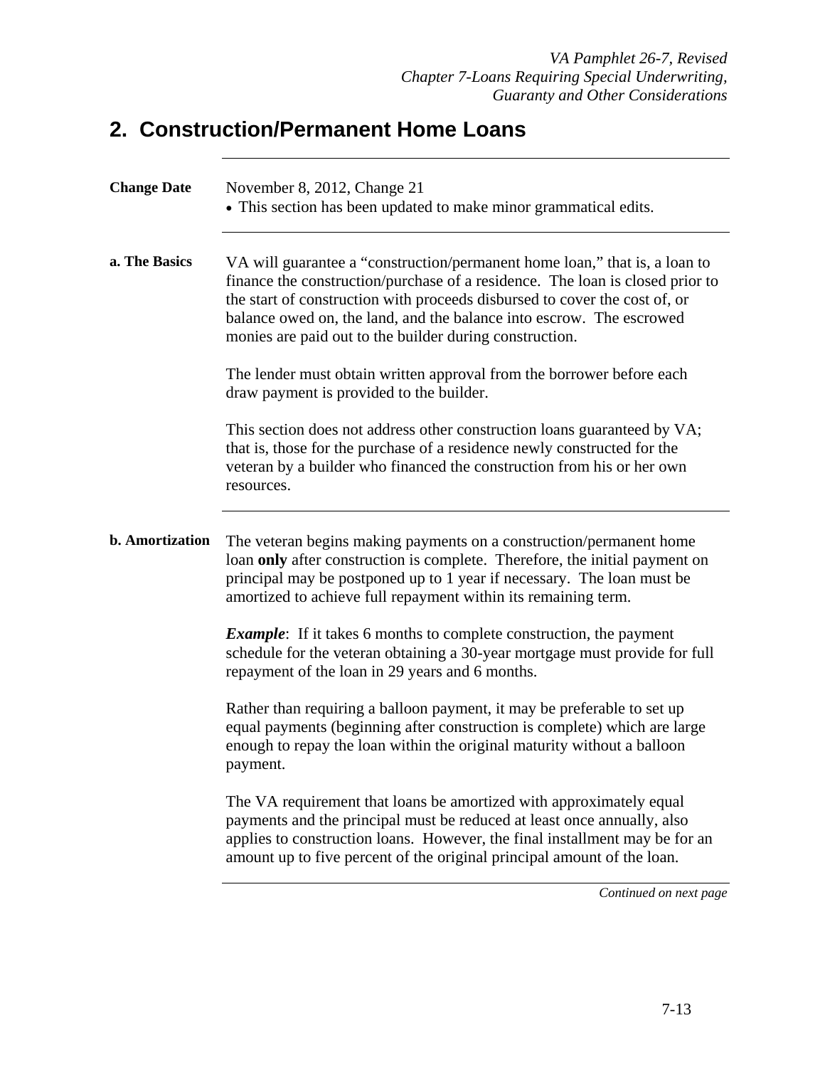## 2. Construction/Permanent Home Loans

**Change Date**

November 8, 2012, Change 21

- This section has been updated to make minor grammatical edits.

**a. The Basics**

VA will guarantee a "construction/permanent home loan," that is, a loan to finance the construction/purchase of a residence. The loan is closed prior to the start of construction with proceeds disbursed to cover the cost of, or balance owed on, the land, and the balance into escrow. The escrowed monies are paid out to the builder during construction.

The lender must obtain written approval from the borrower before each draw payment is provided to the builder.

This section does not address other construction loans guaranteed by VA; that is, those for the purchase of a residence newly constructed for the veteran by a builder who financed the construction from his or her own resources.

**b. Amortization**

The veteran begins making payments on a construction/permanent home loan **only** after construction is complete. Therefore, the initial payment on principal may be postponed up to 1 year if necessary. The loan must be amortized to achieve full repayment within its remaining term.

***Example***: If it takes 6 months to complete construction, the payment schedule for the veteran obtaining a 30-year mortgage must provide for full repayment of the loan in 29 years and 6 months.

Rather than requiring a balloon payment, it may be preferable to set up equal payments (beginning after construction is complete) which are large enough to repay the loan within the original maturity without a balloon payment.

The VA requirement that loans be amortized with approximately equal payments and the principal must be reduced at least once annually, also applies to construction loans. However, the final installment may be for an amount up to five percent of the original principal amount of the loan.

*Continued on next page*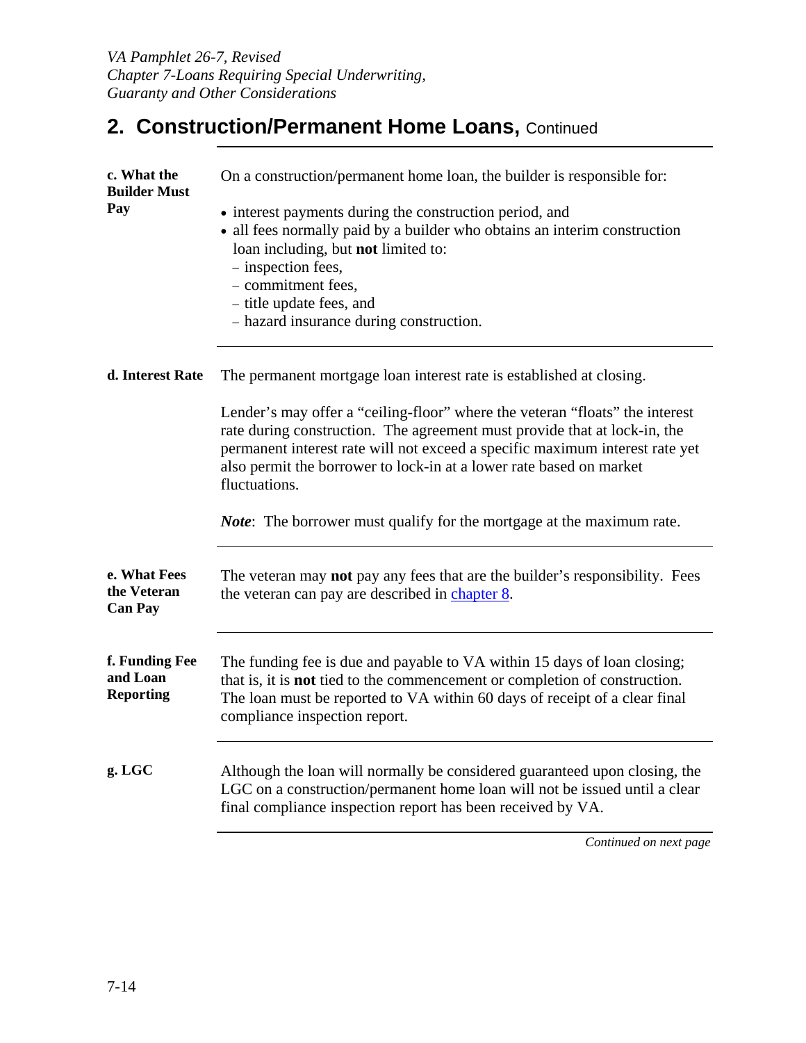## 2. Construction/Permanent Home Loans, Continued

**c. What the Builder Must Pay**

On a construction/permanent home loan, the builder is responsible for:

- interest payments during the construction period, and
- all fees normally paid by a builder who obtains an interim construction loan including, but **not** limited to:
  - inspection fees,
  - commitment fees,
  - title update fees, and
  - hazard insurance during construction.

**d. Interest Rate**

The permanent mortgage loan interest rate is established at closing.

Lender's may offer a "ceiling-floor" where the veteran "floats" the interest rate during construction. The agreement must provide that at lock-in, the permanent interest rate will not exceed a specific maximum interest rate yet also permit the borrower to lock-in at a lower rate based on market fluctuations.

***Note***: The borrower must qualify for the mortgage at the maximum rate.

**e. What Fees the Veteran Can Pay**

The veteran may **not** pay any fees that are the builder's responsibility. Fees the veteran can pay are described in chapter 8.

**f. Funding Fee and Loan Reporting**

The funding fee is due and payable to VA within 15 days of loan closing; that is, it is **not** tied to the commencement or completion of construction. The loan must be reported to VA within 60 days of receipt of a clear final compliance inspection report.

**g. LGC**

Although the loan will normally be considered guaranteed upon closing, the LGC on a construction/permanent home loan will not be issued until a clear final compliance inspection report has been received by VA.

*Continued on next page*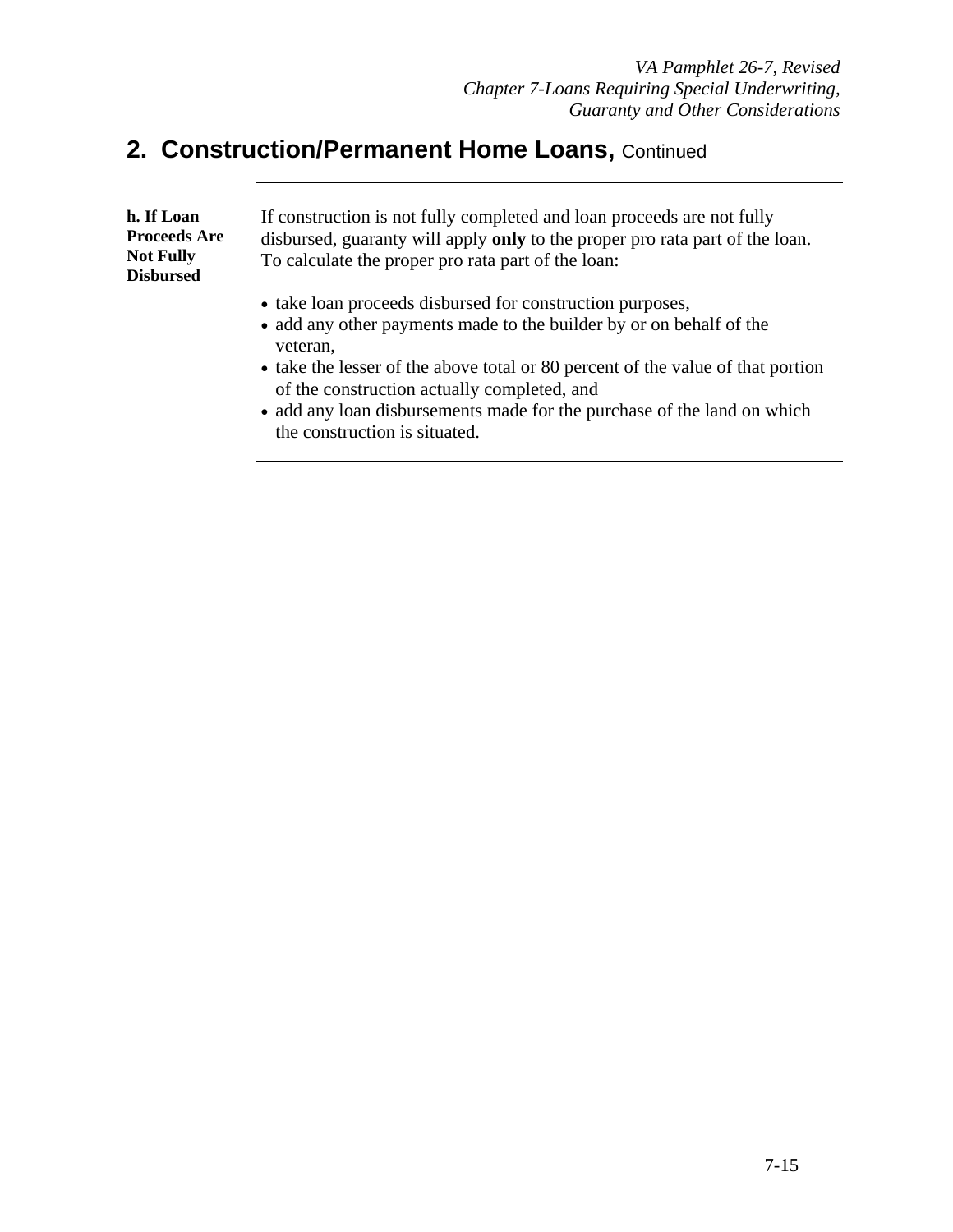## 2. Construction/Permanent Home Loans, Continued

**h. If Loan Proceeds Are Not Fully Disbursed**

If construction is not fully completed and loan proceeds are not fully disbursed, guaranty will apply **only** to the proper pro rata part of the loan. To calculate the proper pro rata part of the loan:

- take loan proceeds disbursed for construction purposes,
- add any other payments made to the builder by or on behalf of the veteran,
- take the lesser of the above total or 80 percent of the value of that portion of the construction actually completed, and
- add any loan disbursements made for the purchase of the land on which the construction is situated.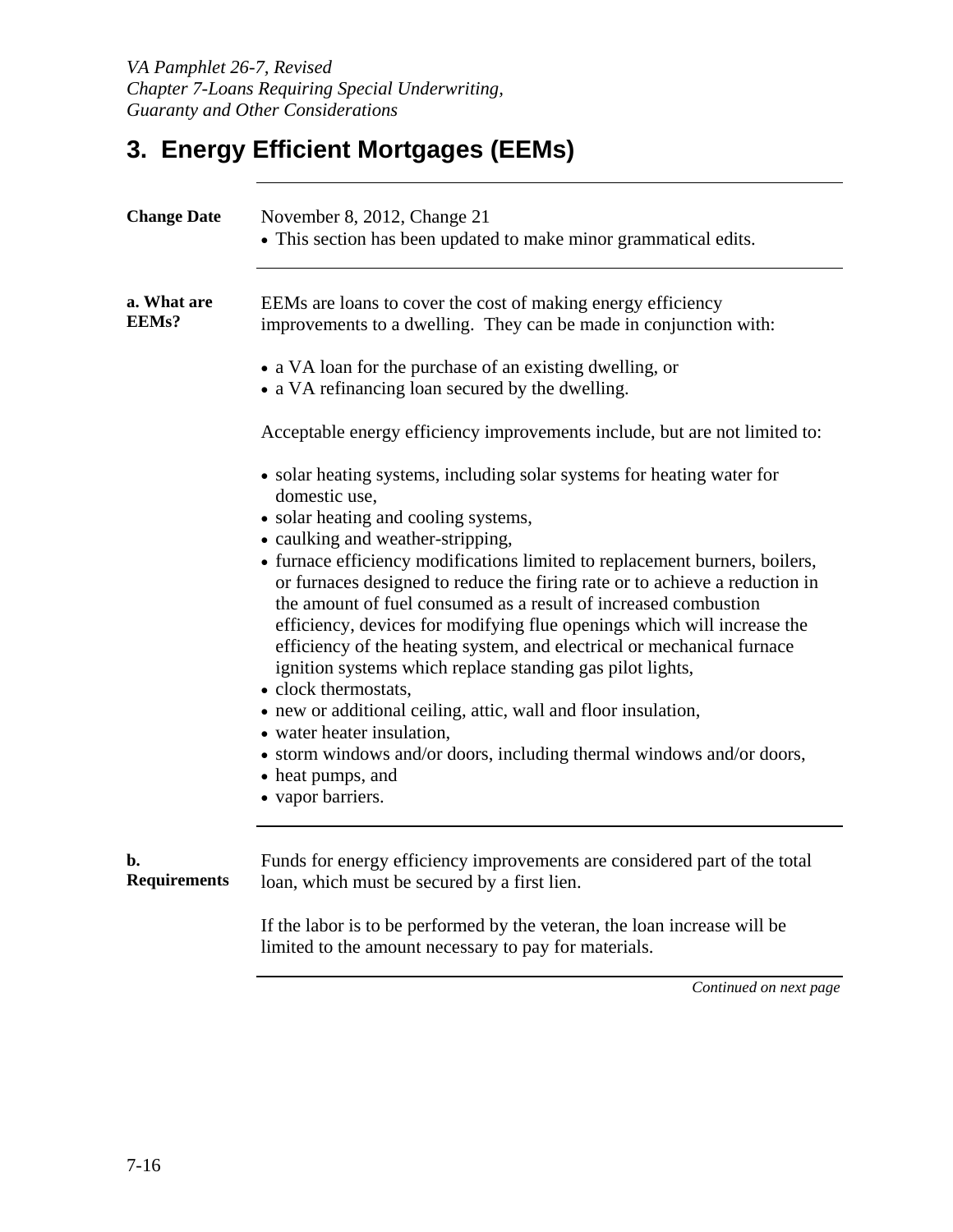# 3. Energy Efficient Mortgages (EEMs)

**Change Date**

November 8, 2012, Change 21

- This section has been updated to make minor grammatical edits.

**a. What are EEMs?**

EEMs are loans to cover the cost of making energy efficiency improvements to a dwelling. They can be made in conjunction with:

- a VA loan for the purchase of an existing dwelling, or
- a VA refinancing loan secured by the dwelling.

Acceptable energy efficiency improvements include, but are not limited to:

- solar heating systems, including solar systems for heating water for domestic use,
- solar heating and cooling systems,
- caulking and weather-stripping,
- furnace efficiency modifications limited to replacement burners, boilers, or furnaces designed to reduce the firing rate or to achieve a reduction in the amount of fuel consumed as a result of increased combustion efficiency, devices for modifying flue openings which will increase the efficiency of the heating system, and electrical or mechanical furnace ignition systems which replace standing gas pilot lights,
- clock thermostats,
- new or additional ceiling, attic, wall and floor insulation,
- water heater insulation,
- storm windows and/or doors, including thermal windows and/or doors,
- heat pumps, and
- vapor barriers.

**b. Requirements**

Funds for energy efficiency improvements are considered part of the total loan, which must be secured by a first lien.

If the labor is to be performed by the veteran, the loan increase will be limited to the amount necessary to pay for materials.

*Continued on next page*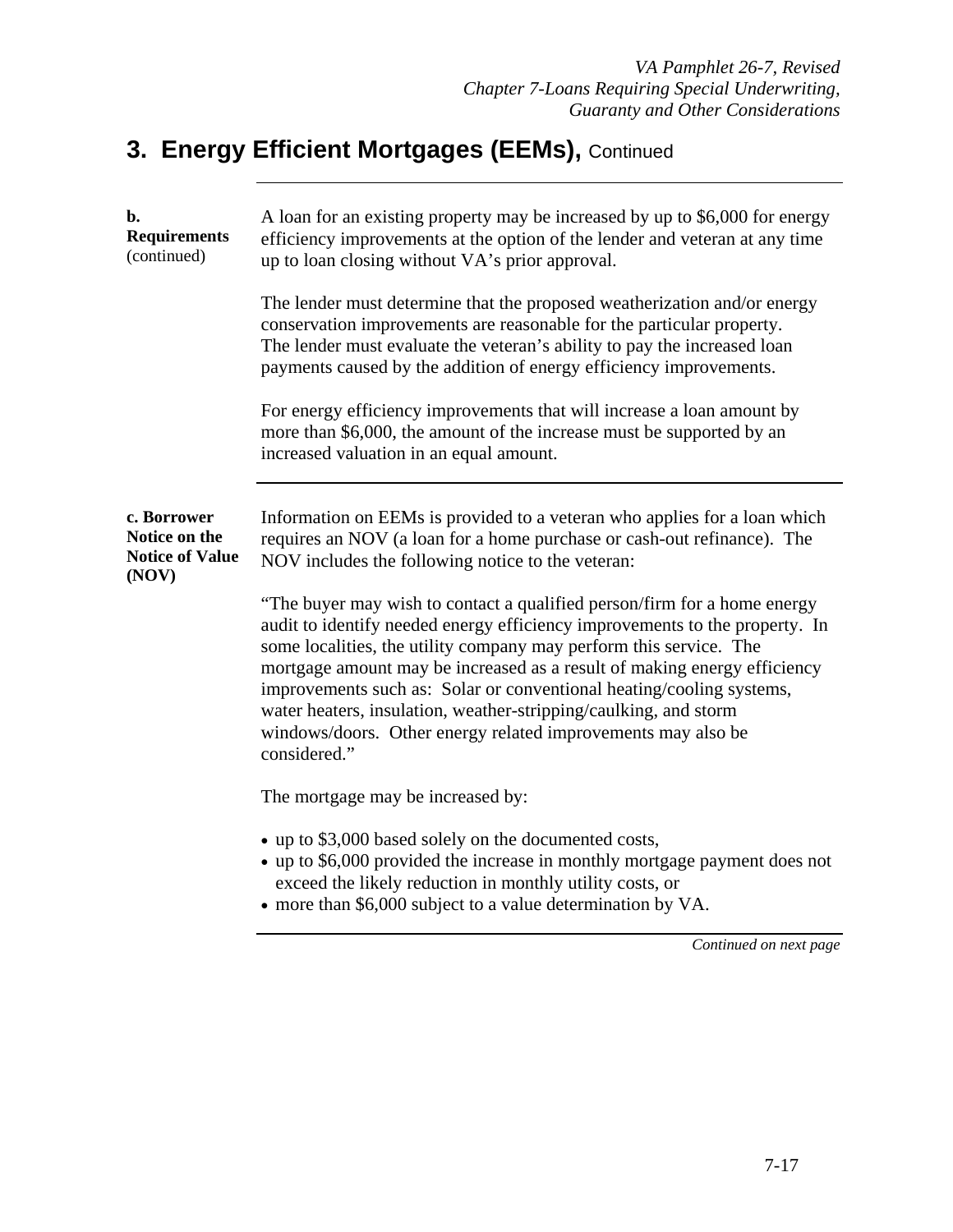## 3. Energy Efficient Mortgages (EEMs), Continued

**b. Requirements** (continued)

A loan for an existing property may be increased by up to $6,000 for energy efficiency improvements at the option of the lender and veteran at any time up to loan closing without VA's prior approval.

The lender must determine that the proposed weatherization and/or energy conservation improvements are reasonable for the particular property. The lender must evaluate the veteran's ability to pay the increased loan payments caused by the addition of energy efficiency improvements.

For energy efficiency improvements that will increase a loan amount by more than $6,000, the amount of the increase must be supported by an increased valuation in an equal amount.

**c. Borrower Notice on the Notice of Value (NOV)**

Information on EEMs is provided to a veteran who applies for a loan which requires an NOV (a loan for a home purchase or cash-out refinance). The NOV includes the following notice to the veteran:

"The buyer may wish to contact a qualified person/firm for a home energy audit to identify needed energy efficiency improvements to the property. In some localities, the utility company may perform this service. The mortgage amount may be increased as a result of making energy efficiency improvements such as: Solar or conventional heating/cooling systems, water heaters, insulation, weather-stripping/caulking, and storm windows/doors. Other energy related improvements may also be considered."

The mortgage may be increased by:

- up to $3,000 based solely on the documented costs,
- up to $6,000 provided the increase in monthly mortgage payment does not exceed the likely reduction in monthly utility costs, or
- more than $6,000 subject to a value determination by VA.

*Continued on next page*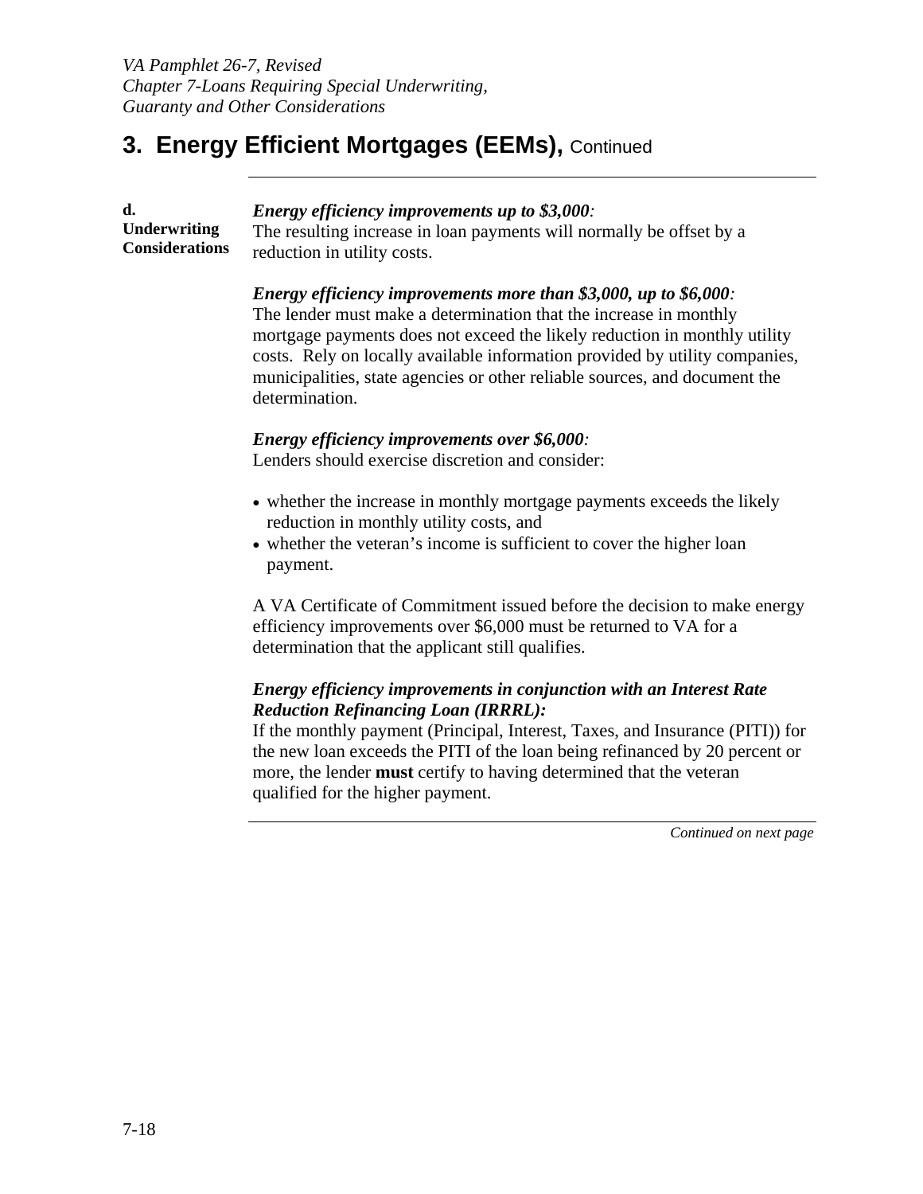## 3. Energy Efficient Mortgages (EEMs), Continued

**d. Underwriting Considerations**

***Energy efficiency improvements up to $3,000:***
The resulting increase in loan payments will normally be offset by a reduction in utility costs.

***Energy efficiency improvements more than $3,000, up to $6,000:***
The lender must make a determination that the increase in monthly mortgage payments does not exceed the likely reduction in monthly utility costs. Rely on locally available information provided by utility companies, municipalities, state agencies or other reliable sources, and document the determination.

***Energy efficiency improvements over $6,000:***
Lenders should exercise discretion and consider:

- whether the increase in monthly mortgage payments exceeds the likely reduction in monthly utility costs, and
- whether the veteran's income is sufficient to cover the higher loan payment.

A VA Certificate of Commitment issued before the decision to make energy efficiency improvements over $6,000 must be returned to VA for a determination that the applicant still qualifies.

***Energy efficiency improvements in conjunction with an Interest Rate Reduction Refinancing Loan (IRRRL):***
If the monthly payment (Principal, Interest, Taxes, and Insurance (PITI)) for the new loan exceeds the PITI of the loan being refinanced by 20 percent or more, the lender **must** certify to having determined that the veteran qualified for the higher payment.

*Continued on next page*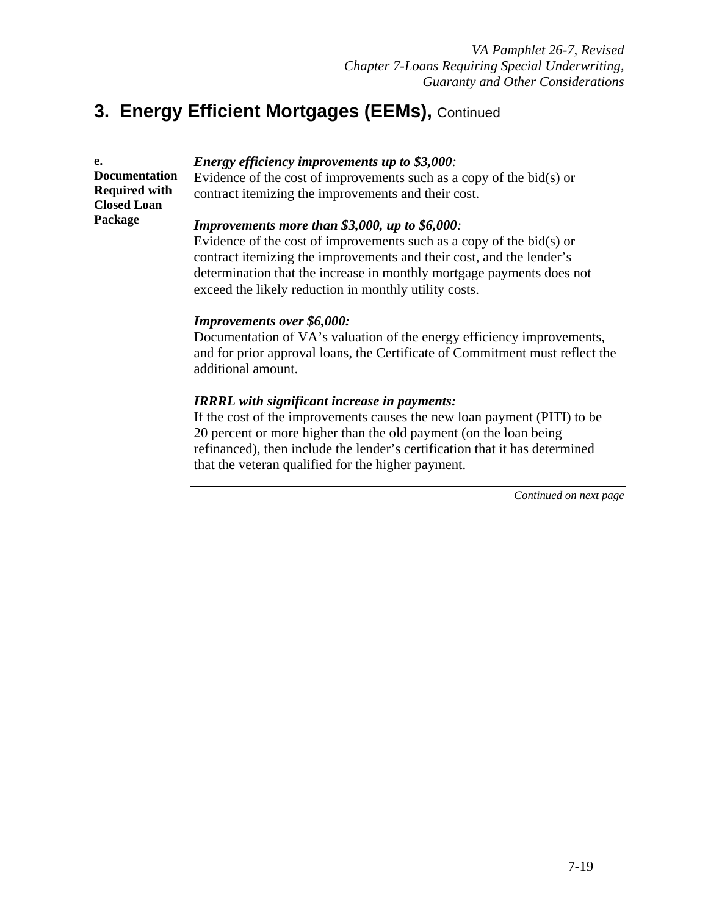## 3. Energy Efficient Mortgages (EEMs), Continued

**e. Documentation Required with Closed Loan Package**

***Energy efficiency improvements up to $3,000:***
Evidence of the cost of improvements such as a copy of the bid(s) or contract itemizing the improvements and their cost.

***Improvements more than $3,000, up to $6,000:***
Evidence of the cost of improvements such as a copy of the bid(s) or contract itemizing the improvements and their cost, and the lender's determination that the increase in monthly mortgage payments does not exceed the likely reduction in monthly utility costs.

***Improvements over $6,000:***
Documentation of VA's valuation of the energy efficiency improvements, and for prior approval loans, the Certificate of Commitment must reflect the additional amount.

***IRRRL with significant increase in payments:***
If the cost of the improvements causes the new loan payment (PITI) to be 20 percent or more higher than the old payment (on the loan being refinanced), then include the lender's certification that it has determined that the veteran qualified for the higher payment.

*Continued on next page*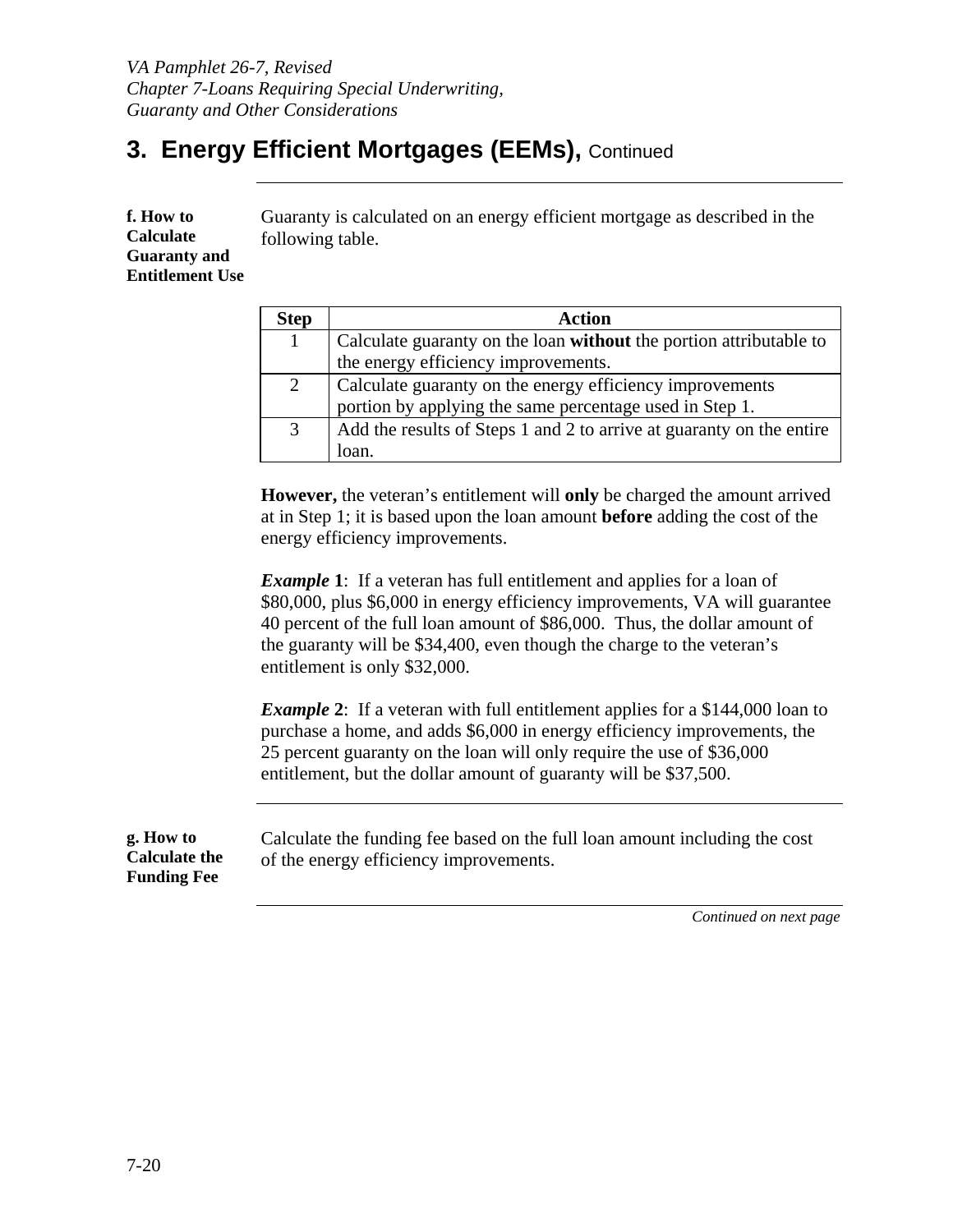## 3. Energy Efficient Mortgages (EEMs), Continued

**f. How to Calculate Guaranty and Entitlement Use**

Guaranty is calculated on an energy efficient mortgage as described in the following table.

| Step | Action |
|---|---|
| 1 | Calculate guaranty on the loan **without** the portion attributable to the energy efficiency improvements. |
| 2 | Calculate guaranty on the energy efficiency improvements portion by applying the same percentage used in Step 1. |
| 3 | Add the results of Steps 1 and 2 to arrive at guaranty on the entire loan. |

**However,** the veteran's entitlement will **only** be charged the amount arrived at in Step 1; it is based upon the loan amount **before** adding the cost of the energy efficiency improvements.

***Example* 1**: If a veteran has full entitlement and applies for a loan of $80,000, plus $6,000 in energy efficiency improvements, VA will guarantee 40 percent of the full loan amount of $86,000. Thus, the dollar amount of the guaranty will be $34,400, even though the charge to the veteran's entitlement is only $32,000.

***Example* 2**: If a veteran with full entitlement applies for a $144,000 loan to purchase a home, and adds $6,000 in energy efficiency improvements, the 25 percent guaranty on the loan will only require the use of $36,000 entitlement, but the dollar amount of guaranty will be $37,500.

**g. How to Calculate the Funding Fee**

Calculate the funding fee based on the full loan amount including the cost of the energy efficiency improvements.

*Continued on next page*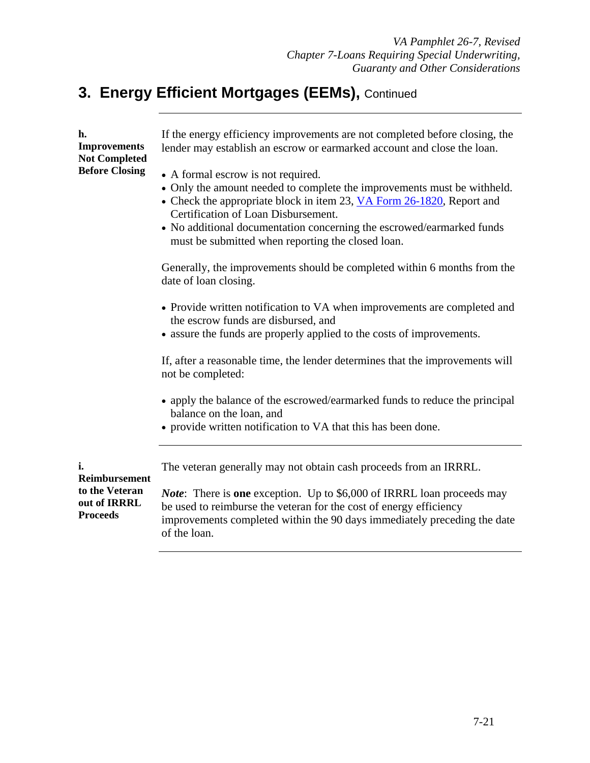## 3. Energy Efficient Mortgages (EEMs), Continued

**h. Improvements Not Completed Before Closing**

If the energy efficiency improvements are not completed before closing, the lender may establish an escrow or earmarked account and close the loan.

- A formal escrow is not required.
- Only the amount needed to complete the improvements must be withheld.
- Check the appropriate block in item 23, VA Form 26-1820, Report and Certification of Loan Disbursement.
- No additional documentation concerning the escrowed/earmarked funds must be submitted when reporting the closed loan.

Generally, the improvements should be completed within 6 months from the date of loan closing.

- Provide written notification to VA when improvements are completed and the escrow funds are disbursed, and
- assure the funds are properly applied to the costs of improvements.

If, after a reasonable time, the lender determines that the improvements will not be completed:

- apply the balance of the escrowed/earmarked funds to reduce the principal balance on the loan, and
- provide written notification to VA that this has been done.

**i. Reimbursement to the Veteran out of IRRRL Proceeds**

The veteran generally may not obtain cash proceeds from an IRRRL.

***Note***: There is **one** exception. Up to $6,000 of IRRRL loan proceeds may be used to reimburse the veteran for the cost of energy efficiency improvements completed within the 90 days immediately preceding the date of the loan.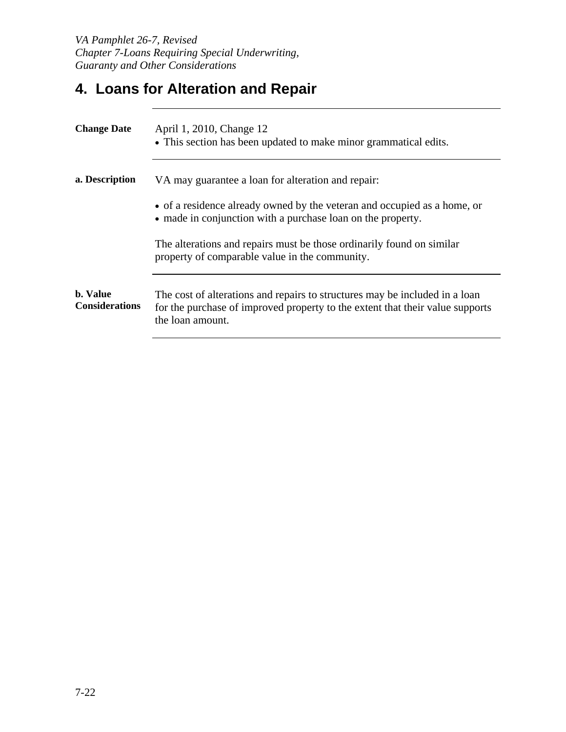# 4. Loans for Alteration and Repair

**Change Date**

April 1, 2010, Change 12

- This section has been updated to make minor grammatical edits.

**a. Description**

VA may guarantee a loan for alteration and repair:

- of a residence already owned by the veteran and occupied as a home, or
- made in conjunction with a purchase loan on the property.

The alterations and repairs must be those ordinarily found on similar property of comparable value in the community.

**b. Value Considerations**

The cost of alterations and repairs to structures may be included in a loan for the purchase of improved property to the extent that their value supports the loan amount.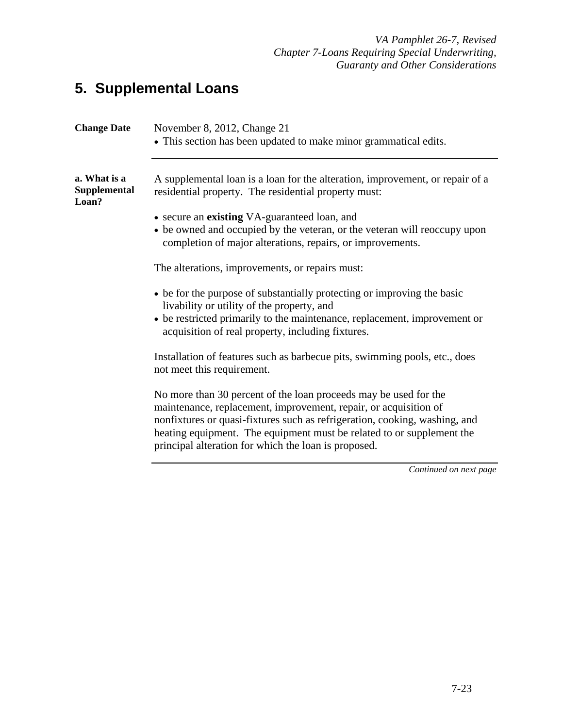# 5. Supplemental Loans

**Change Date**

November 8, 2012, Change 21

- This section has been updated to make minor grammatical edits.

**a. What is a Supplemental Loan?**

A supplemental loan is a loan for the alteration, improvement, or repair of a residential property. The residential property must:

- secure an **existing** VA-guaranteed loan, and
- be owned and occupied by the veteran, or the veteran will reoccupy upon completion of major alterations, repairs, or improvements.

The alterations, improvements, or repairs must:

- be for the purpose of substantially protecting or improving the basic livability or utility of the property, and
- be restricted primarily to the maintenance, replacement, improvement or acquisition of real property, including fixtures.

Installation of features such as barbecue pits, swimming pools, etc., does not meet this requirement.

No more than 30 percent of the loan proceeds may be used for the maintenance, replacement, improvement, repair, or acquisition of nonfixtures or quasi-fixtures such as refrigeration, cooking, washing, and heating equipment. The equipment must be related to or supplement the principal alteration for which the loan is proposed.

*Continued on next page*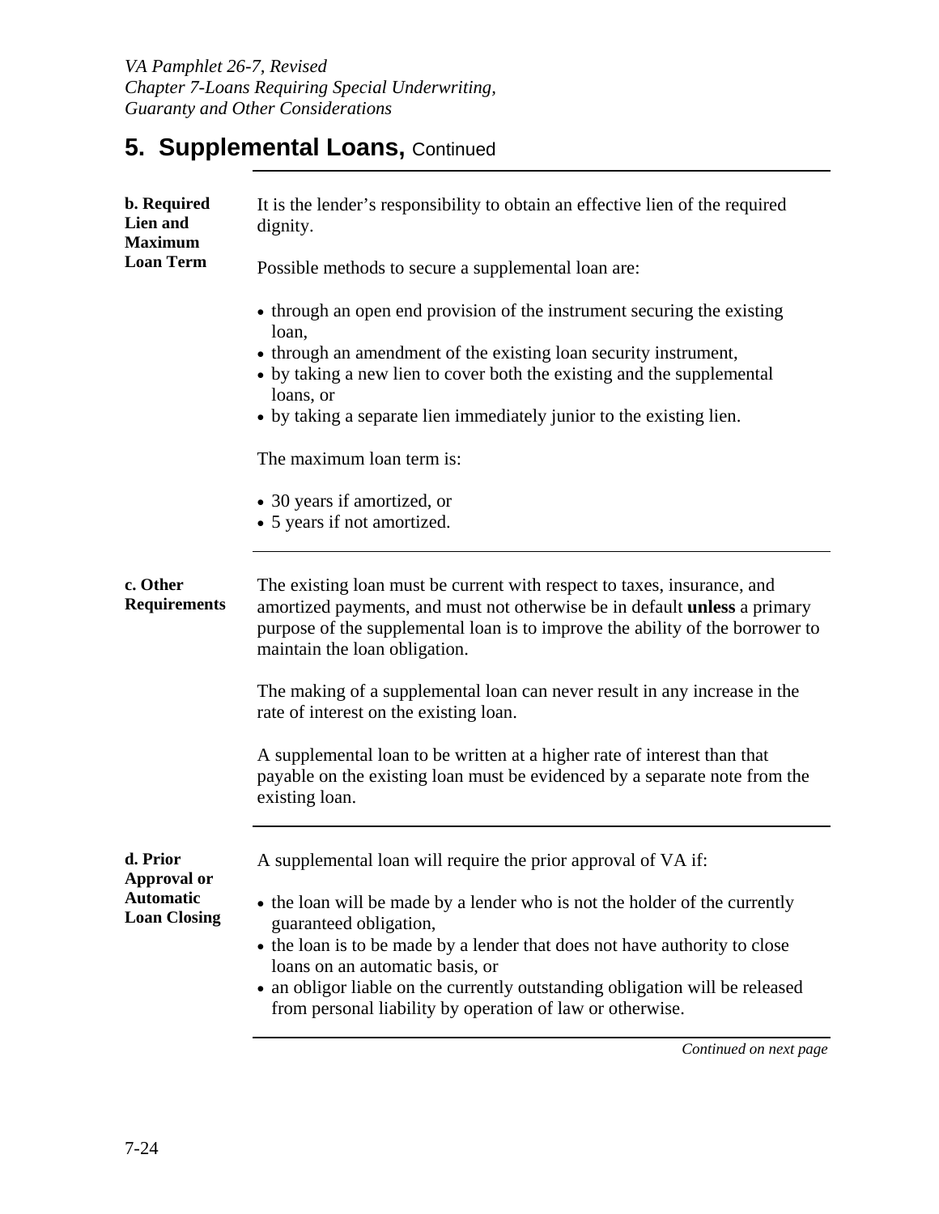## 5. Supplemental Loans, Continued

**b. Required Lien and Maximum Loan Term**

It is the lender's responsibility to obtain an effective lien of the required dignity.

Possible methods to secure a supplemental loan are:

- through an open end provision of the instrument securing the existing loan,
- through an amendment of the existing loan security instrument,
- by taking a new lien to cover both the existing and the supplemental loans, or
- by taking a separate lien immediately junior to the existing lien.

The maximum loan term is:

- 30 years if amortized, or
- 5 years if not amortized.

**c. Other Requirements**

The existing loan must be current with respect to taxes, insurance, and amortized payments, and must not otherwise be in default **unless** a primary purpose of the supplemental loan is to improve the ability of the borrower to maintain the loan obligation.

The making of a supplemental loan can never result in any increase in the rate of interest on the existing loan.

A supplemental loan to be written at a higher rate of interest than that payable on the existing loan must be evidenced by a separate note from the existing loan.

**d. Prior Approval or Automatic Loan Closing**

A supplemental loan will require the prior approval of VA if:

- the loan will be made by a lender who is not the holder of the currently guaranteed obligation,
- the loan is to be made by a lender that does not have authority to close loans on an automatic basis, or
- an obligor liable on the currently outstanding obligation will be released from personal liability by operation of law or otherwise.

*Continued on next page*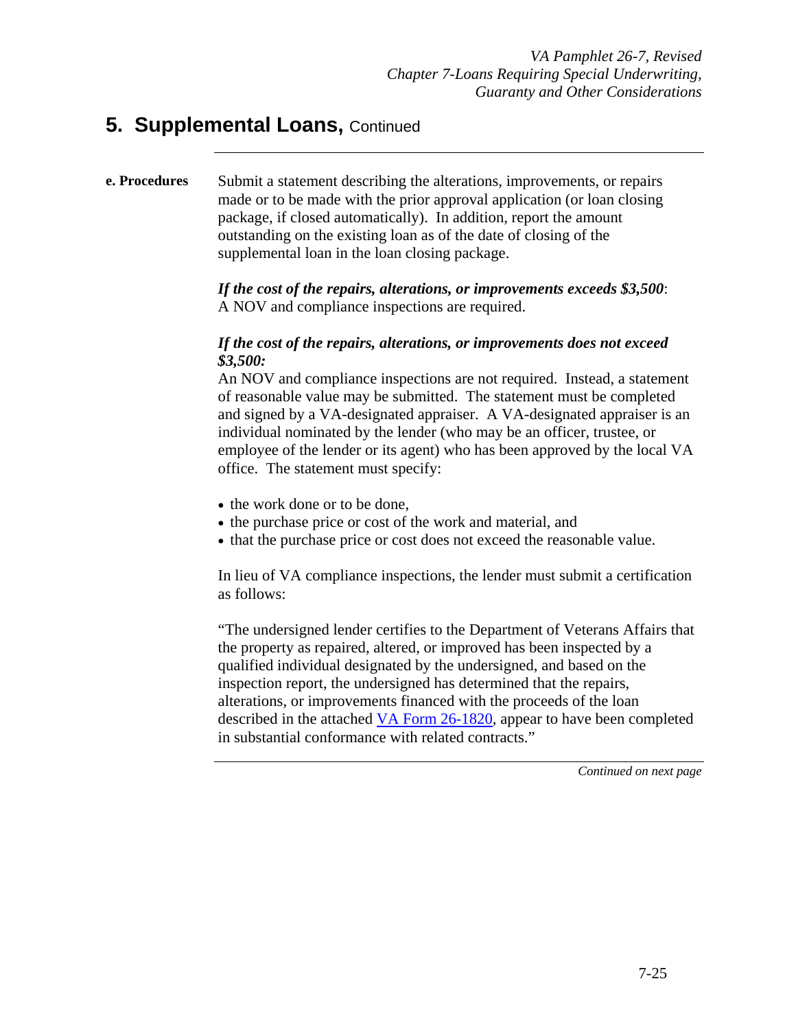## 5. Supplemental Loans, Continued

**e. Procedures**

Submit a statement describing the alterations, improvements, or repairs made or to be made with the prior approval application (or loan closing package, if closed automatically). In addition, report the amount outstanding on the existing loan as of the date of closing of the supplemental loan in the loan closing package.

***If the cost of the repairs, alterations, or improvements exceeds $3,500***: A NOV and compliance inspections are required.

***If the cost of the repairs, alterations, or improvements does not exceed $3,500:***
An NOV and compliance inspections are not required. Instead, a statement of reasonable value may be submitted. The statement must be completed and signed by a VA-designated appraiser. A VA-designated appraiser is an individual nominated by the lender (who may be an officer, trustee, or employee of the lender or its agent) who has been approved by the local VA office. The statement must specify:

- the work done or to be done,
- the purchase price or cost of the work and material, and
- that the purchase price or cost does not exceed the reasonable value.

In lieu of VA compliance inspections, the lender must submit a certification as follows:

"The undersigned lender certifies to the Department of Veterans Affairs that the property as repaired, altered, or improved has been inspected by a qualified individual designated by the undersigned, and based on the inspection report, the undersigned has determined that the repairs, alterations, or improvements financed with the proceeds of the loan described in the attached VA Form 26-1820, appear to have been completed in substantial conformance with related contracts."

*Continued on next page*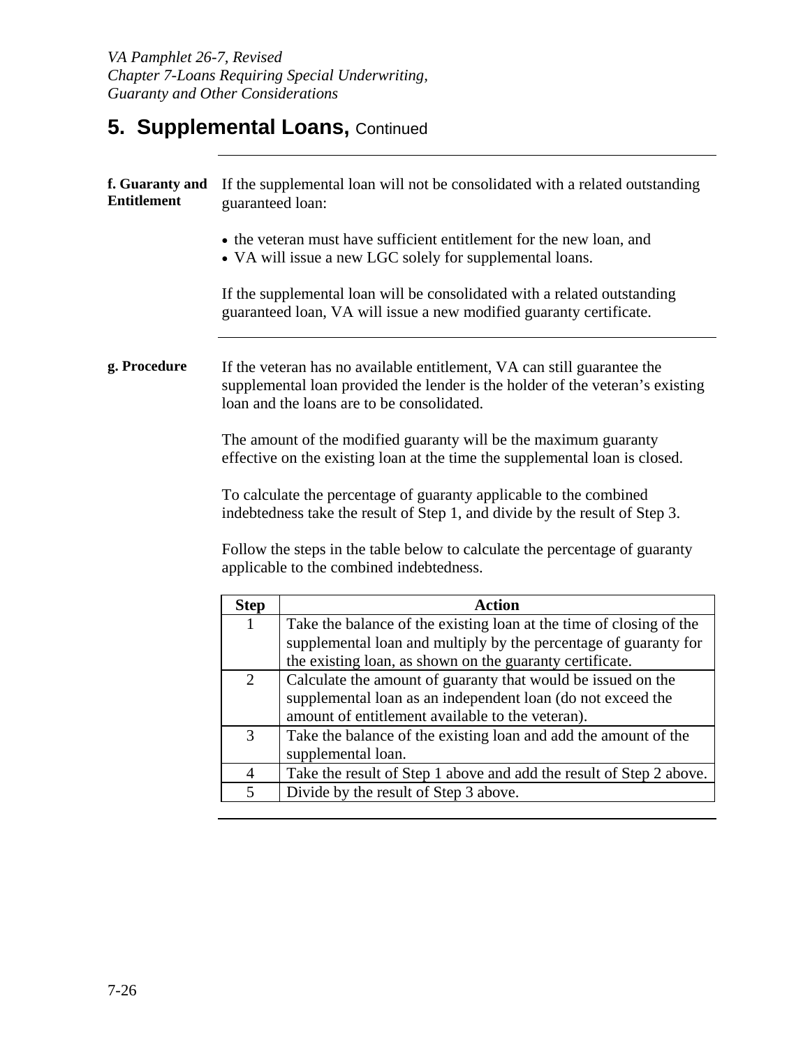## 5. Supplemental Loans, Continued

---

**f. Guaranty and Entitlement**

If the supplemental loan will not be consolidated with a related outstanding guaranteed loan:

- the veteran must have sufficient entitlement for the new loan, and
- VA will issue a new LGC solely for supplemental loans.

If the supplemental loan will be consolidated with a related outstanding guaranteed loan, VA will issue a new modified guaranty certificate.

---

**g. Procedure**

If the veteran has no available entitlement, VA can still guarantee the supplemental loan provided the lender is the holder of the veteran's existing loan and the loans are to be consolidated.

The amount of the modified guaranty will be the maximum guaranty effective on the existing loan at the time the supplemental loan is closed.

To calculate the percentage of guaranty applicable to the combined indebtedness take the result of Step 1, and divide by the result of Step 3.

Follow the steps in the table below to calculate the percentage of guaranty applicable to the combined indebtedness.

| Step | Action |
|---|---|
| 1 | Take the balance of the existing loan at the time of closing of the supplemental loan and multiply by the percentage of guaranty for the existing loan, as shown on the guaranty certificate. |
| 2 | Calculate the amount of guaranty that would be issued on the supplemental loan as an independent loan (do not exceed the amount of entitlement available to the veteran). |
| 3 | Take the balance of the existing loan and add the amount of the supplemental loan. |
| 4 | Take the result of Step 1 above and add the result of Step 2 above. |
| 5 | Divide by the result of Step 3 above. |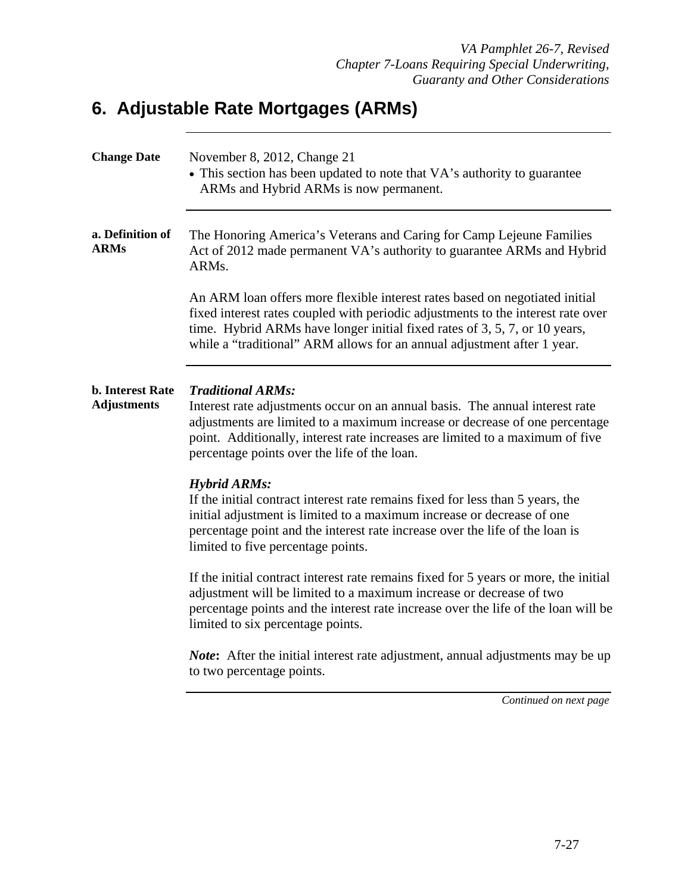## 6. Adjustable Rate Mortgages (ARMs)

**Change Date**

November 8, 2012, Change 21

- This section has been updated to note that VA's authority to guarantee ARMs and Hybrid ARMs is now permanent.

**a. Definition of ARMs**

The Honoring America's Veterans and Caring for Camp Lejeune Families Act of 2012 made permanent VA's authority to guarantee ARMs and Hybrid ARMs.

An ARM loan offers more flexible interest rates based on negotiated initial fixed interest rates coupled with periodic adjustments to the interest rate over time. Hybrid ARMs have longer initial fixed rates of 3, 5, 7, or 10 years, while a "traditional" ARM allows for an annual adjustment after 1 year.

**b. Interest Rate Adjustments**

***Traditional ARMs:***
Interest rate adjustments occur on an annual basis. The annual interest rate adjustments are limited to a maximum increase or decrease of one percentage point. Additionally, interest rate increases are limited to a maximum of five percentage points over the life of the loan.

***Hybrid ARMs:***
If the initial contract interest rate remains fixed for less than 5 years, the initial adjustment is limited to a maximum increase or decrease of one percentage point and the interest rate increase over the life of the loan is limited to five percentage points.

If the initial contract interest rate remains fixed for 5 years or more, the initial adjustment will be limited to a maximum increase or decrease of two percentage points and the interest rate increase over the life of the loan will be limited to six percentage points.

***Note*:** After the initial interest rate adjustment, annual adjustments may be up to two percentage points.

*Continued on next page*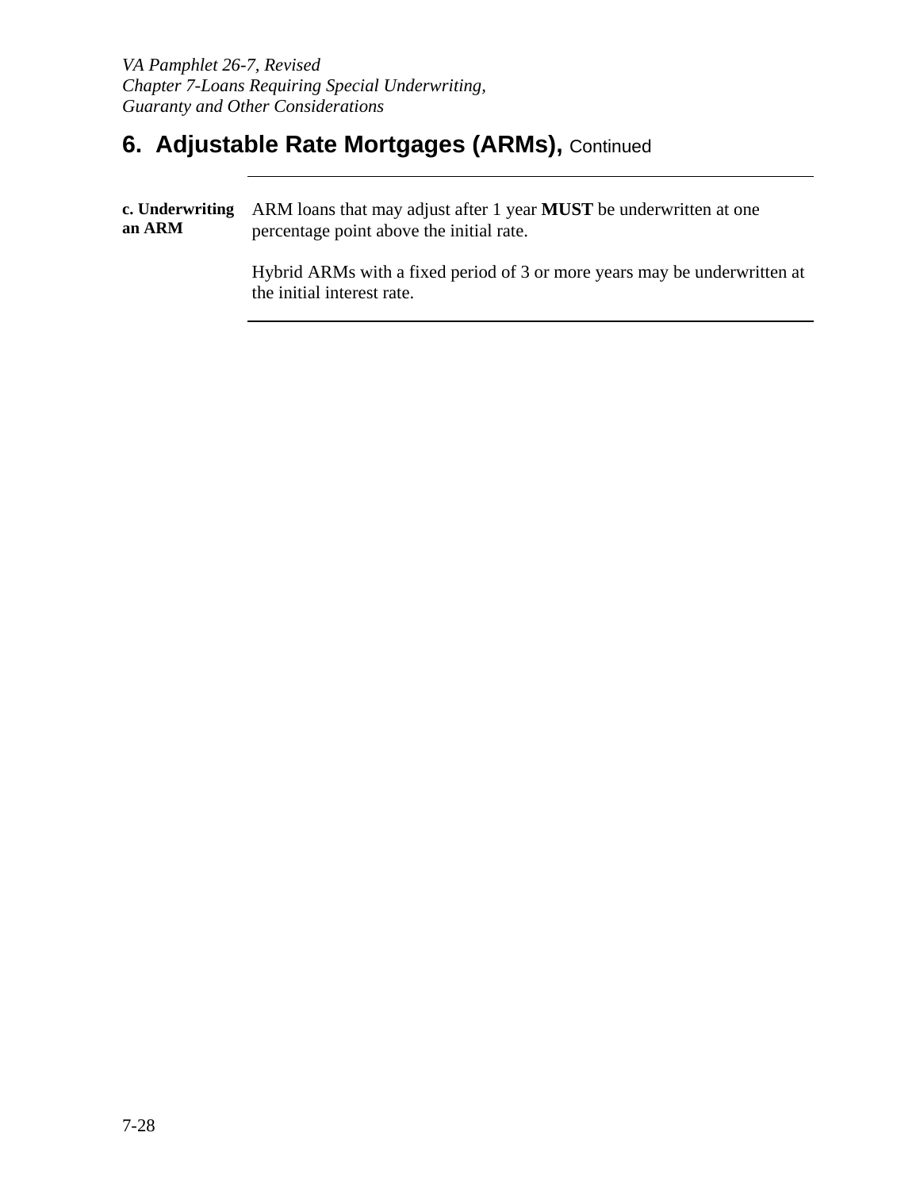## 6. Adjustable Rate Mortgages (ARMs), Continued

**c. Underwriting an ARM**

ARM loans that may adjust after 1 year **MUST** be underwritten at one percentage point above the initial rate.

Hybrid ARMs with a fixed period of 3 or more years may be underwritten at the initial interest rate.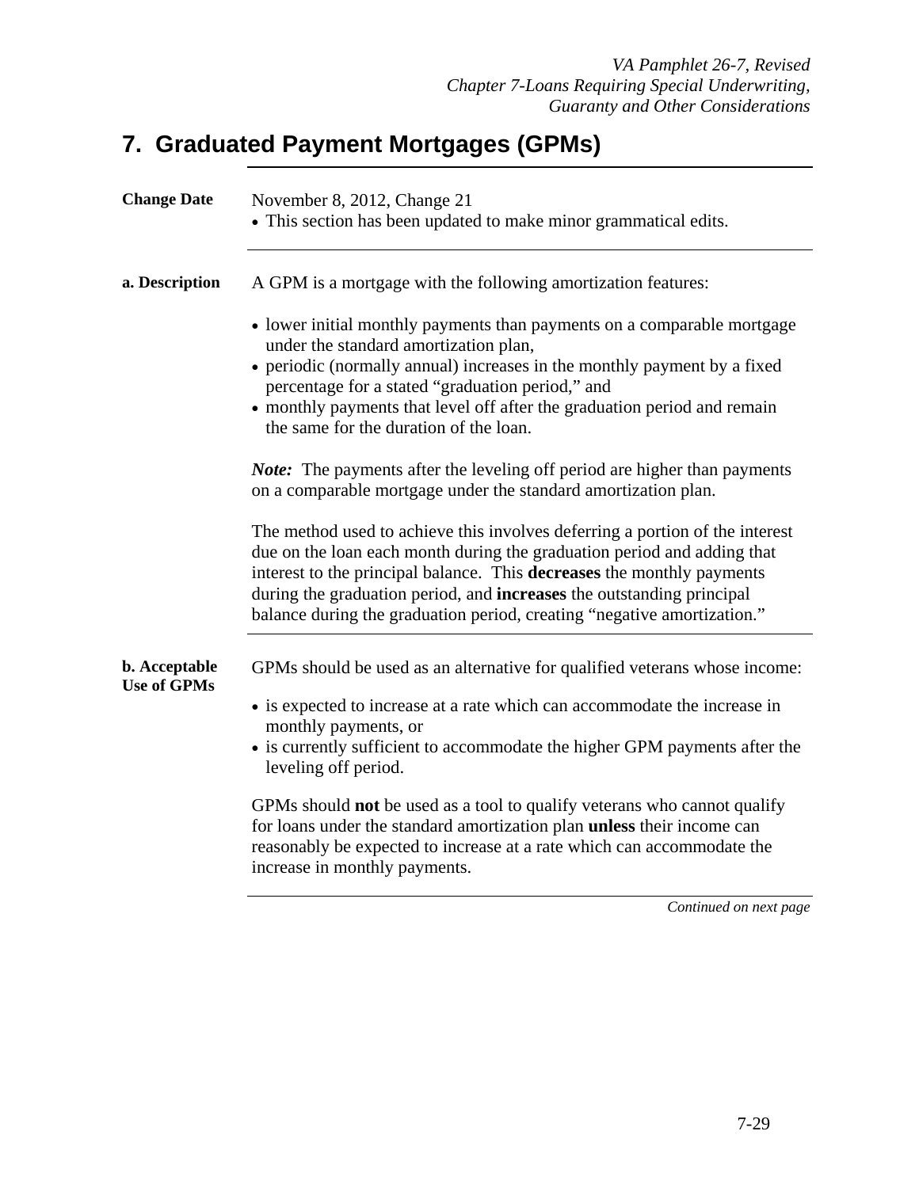# 7. Graduated Payment Mortgages (GPMs)

**Change Date**

November 8, 2012, Change 21

- This section has been updated to make minor grammatical edits.

**a. Description**

A GPM is a mortgage with the following amortization features:

- lower initial monthly payments than payments on a comparable mortgage under the standard amortization plan,
- periodic (normally annual) increases in the monthly payment by a fixed percentage for a stated "graduation period," and
- monthly payments that level off after the graduation period and remain the same for the duration of the loan.

***Note:*** The payments after the leveling off period are higher than payments on a comparable mortgage under the standard amortization plan.

The method used to achieve this involves deferring a portion of the interest due on the loan each month during the graduation period and adding that interest to the principal balance. This **decreases** the monthly payments during the graduation period, and **increases** the outstanding principal balance during the graduation period, creating "negative amortization."

**b. Acceptable Use of GPMs**

GPMs should be used as an alternative for qualified veterans whose income:

- is expected to increase at a rate which can accommodate the increase in monthly payments, or
- is currently sufficient to accommodate the higher GPM payments after the leveling off period.

GPMs should **not** be used as a tool to qualify veterans who cannot qualify for loans under the standard amortization plan **unless** their income can reasonably be expected to increase at a rate which can accommodate the increase in monthly payments.

*Continued on next page*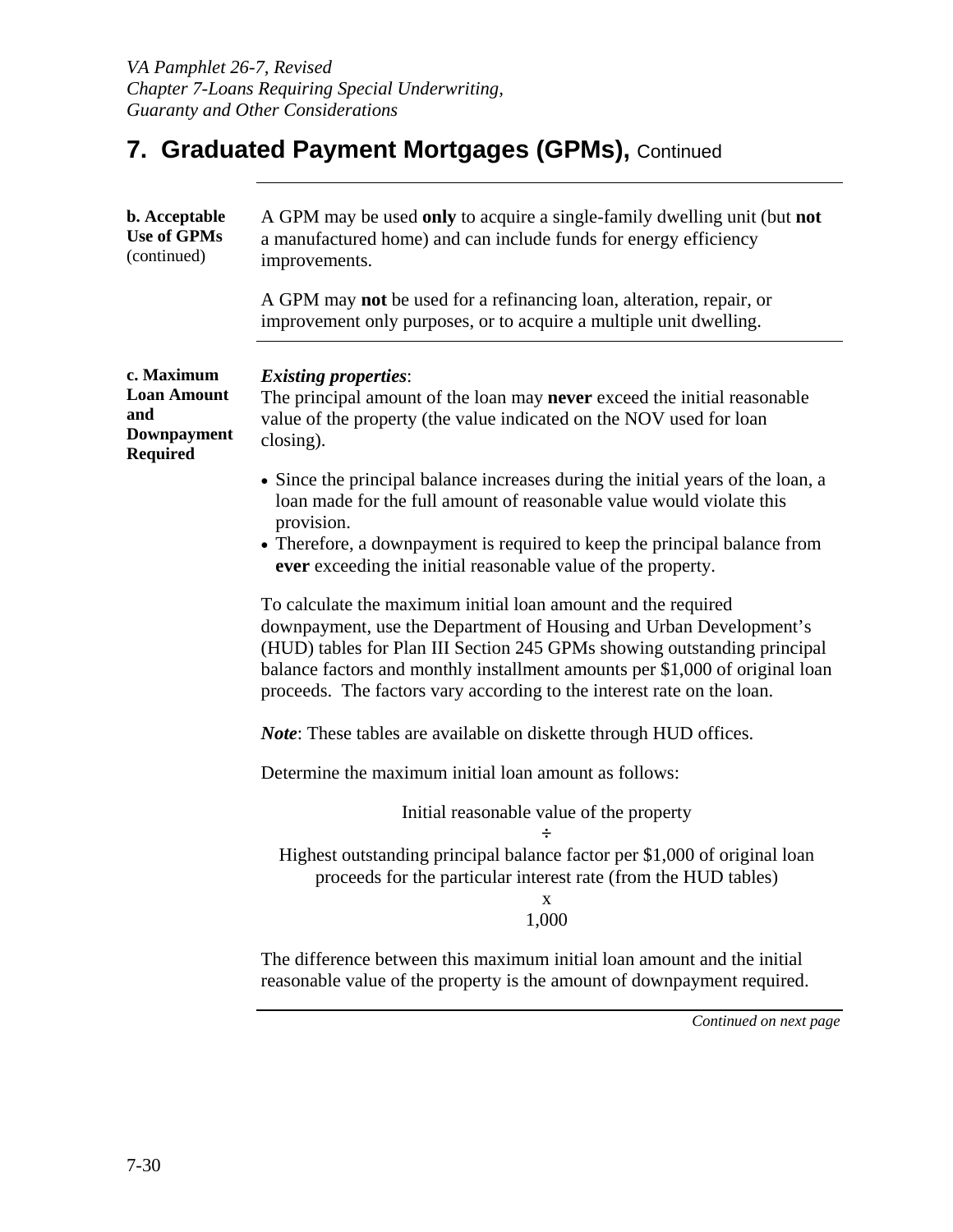## 7. Graduated Payment Mortgages (GPMs), Continued

**b. Acceptable Use of GPMs** (continued)

A GPM may be used **only** to acquire a single-family dwelling unit (but **not** a manufactured home) and can include funds for energy efficiency improvements.

A GPM may **not** be used for a refinancing loan, alteration, repair, or improvement only purposes, or to acquire a multiple unit dwelling.

**c. Maximum Loan Amount and Downpayment Required**

***Existing properties***:
The principal amount of the loan may **never** exceed the initial reasonable value of the property (the value indicated on the NOV used for loan closing).

- Since the principal balance increases during the initial years of the loan, a loan made for the full amount of reasonable value would violate this provision.
- Therefore, a downpayment is required to keep the principal balance from **ever** exceeding the initial reasonable value of the property.

To calculate the maximum initial loan amount and the required downpayment, use the Department of Housing and Urban Development's (HUD) tables for Plan III Section 245 GPMs showing outstanding principal balance factors and monthly installment amounts per $1,000 of original loan proceeds. The factors vary according to the interest rate on the loan.

***Note***: These tables are available on diskette through HUD offices.

Determine the maximum initial loan amount as follows:

Initial reasonable value of the property
÷
Highest outstanding principal balance factor per $1,000 of original loan proceeds for the particular interest rate (from the HUD tables)
x
1,000

The difference between this maximum initial loan amount and the initial reasonable value of the property is the amount of downpayment required.

*Continued on next page*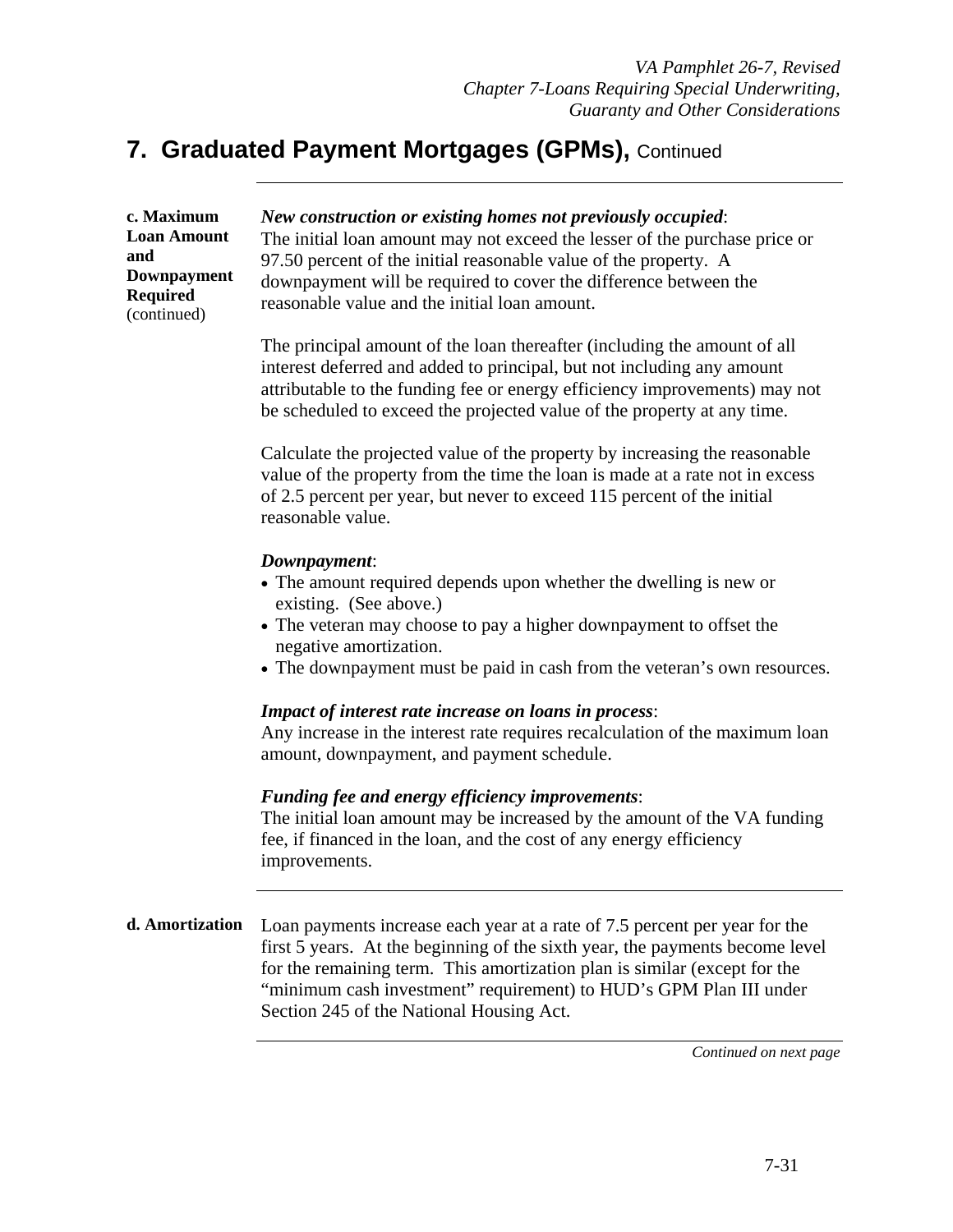## 7. Graduated Payment Mortgages (GPMs), Continued

---

**c. Maximum Loan Amount and Downpayment Required** (continued)

***New construction or existing homes not previously occupied***:
The initial loan amount may not exceed the lesser of the purchase price or 97.50 percent of the initial reasonable value of the property. A downpayment will be required to cover the difference between the reasonable value and the initial loan amount.

The principal amount of the loan thereafter (including the amount of all interest deferred and added to principal, but not including any amount attributable to the funding fee or energy efficiency improvements) may not be scheduled to exceed the projected value of the property at any time.

Calculate the projected value of the property by increasing the reasonable value of the property from the time the loan is made at a rate not in excess of 2.5 percent per year, but never to exceed 115 percent of the initial reasonable value.

***Downpayment***:

- The amount required depends upon whether the dwelling is new or existing. (See above.)
- The veteran may choose to pay a higher downpayment to offset the negative amortization.
- The downpayment must be paid in cash from the veteran's own resources.

***Impact of interest rate increase on loans in process***:
Any increase in the interest rate requires recalculation of the maximum loan amount, downpayment, and payment schedule.

***Funding fee and energy efficiency improvements***:
The initial loan amount may be increased by the amount of the VA funding fee, if financed in the loan, and the cost of any energy efficiency improvements.

---

**d. Amortization**

Loan payments increase each year at a rate of 7.5 percent per year for the first 5 years. At the beginning of the sixth year, the payments become level for the remaining term. This amortization plan is similar (except for the "minimum cash investment" requirement) to HUD's GPM Plan III under Section 245 of the National Housing Act.

---

*Continued on next page*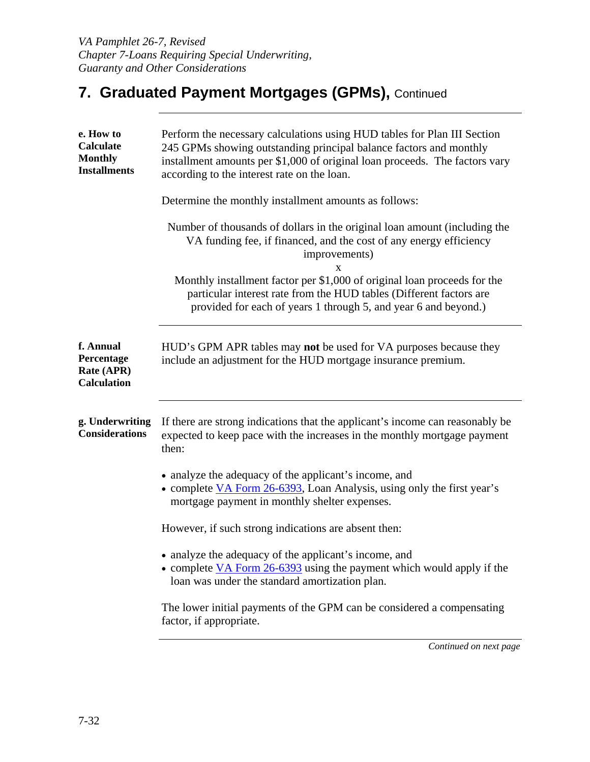## 7. Graduated Payment Mortgages (GPMs), Continued

**e. How to Calculate Monthly Installments**

Perform the necessary calculations using HUD tables for Plan III Section 245 GPMs showing outstanding principal balance factors and monthly installment amounts per $1,000 of original loan proceeds. The factors vary according to the interest rate on the loan.

Determine the monthly installment amounts as follows:

Number of thousands of dollars in the original loan amount (including the VA funding fee, if financed, and the cost of any energy efficiency improvements)

x

Monthly installment factor per $1,000 of original loan proceeds for the particular interest rate from the HUD tables (Different factors are provided for each of years 1 through 5, and year 6 and beyond.)

**f. Annual Percentage Rate (APR) Calculation**

HUD's GPM APR tables may **not** be used for VA purposes because they include an adjustment for the HUD mortgage insurance premium.

**g. Underwriting Considerations**

If there are strong indications that the applicant's income can reasonably be expected to keep pace with the increases in the monthly mortgage payment then:

- analyze the adequacy of the applicant's income, and
- complete VA Form 26-6393, Loan Analysis, using only the first year's mortgage payment in monthly shelter expenses.

However, if such strong indications are absent then:

- analyze the adequacy of the applicant's income, and
- complete VA Form 26-6393 using the payment which would apply if the loan was under the standard amortization plan.

The lower initial payments of the GPM can be considered a compensating factor, if appropriate.

*Continued on next page*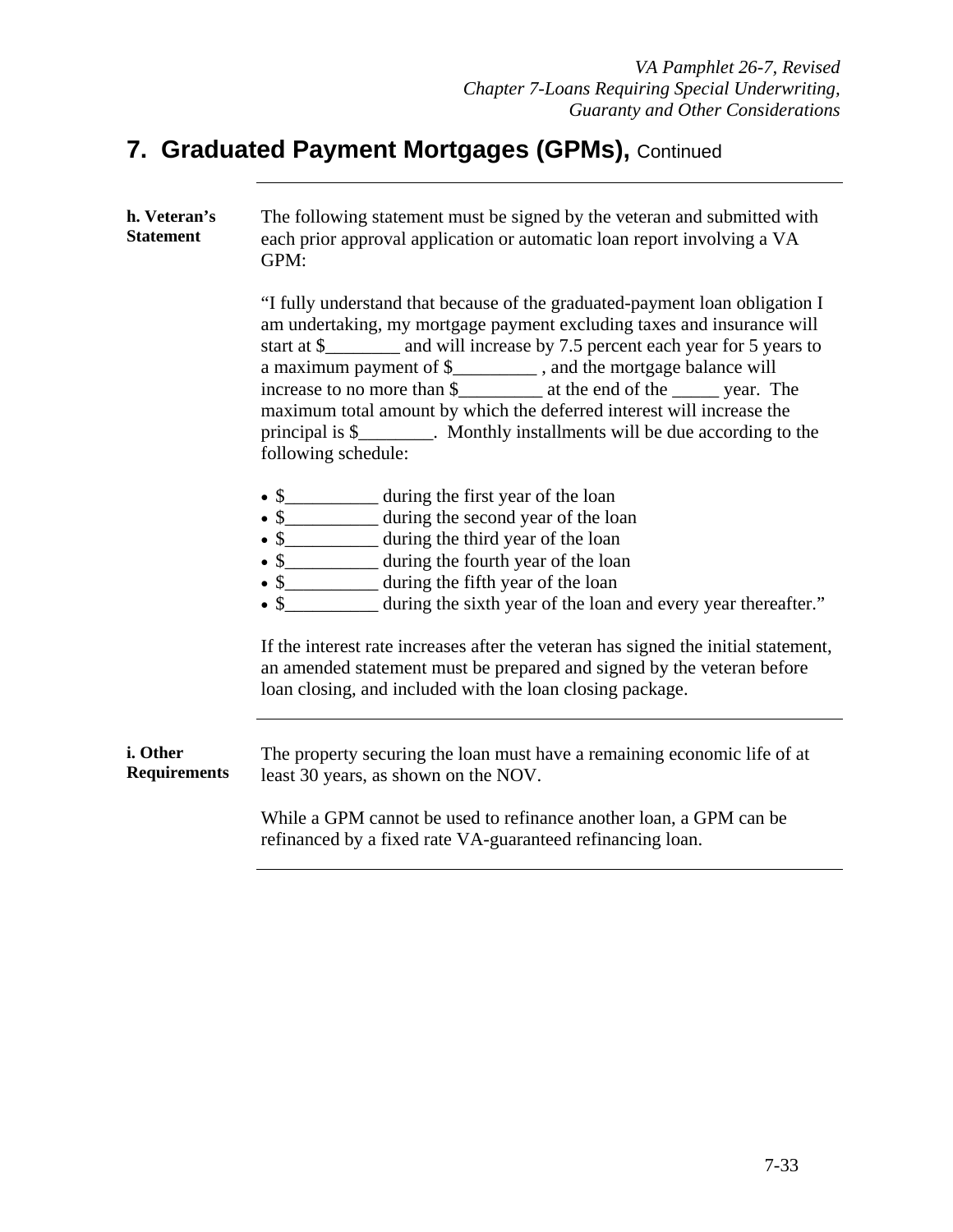## 7. Graduated Payment Mortgages (GPMs), Continued

**h. Veteran's Statement**

The following statement must be signed by the veteran and submitted with each prior approval application or automatic loan report involving a VA GPM:

"I fully understand that because of the graduated-payment loan obligation I am undertaking, my mortgage payment excluding taxes and insurance will start at $________ and will increase by 7.5 percent each year for 5 years to a maximum payment of $_________ , and the mortgage balance will increase to no more than $_________ at the end of the _____ year. The maximum total amount by which the deferred interest will increase the principal is $________. Monthly installments will be due according to the following schedule:

- $__________ during the first year of the loan
- $__________ during the second year of the loan
- $__________ during the third year of the loan
- $__________ during the fourth year of the loan
- $__________ during the fifth year of the loan
- $__________ during the sixth year of the loan and every year thereafter."

If the interest rate increases after the veteran has signed the initial statement, an amended statement must be prepared and signed by the veteran before loan closing, and included with the loan closing package.

**i. Other Requirements**

The property securing the loan must have a remaining economic life of at least 30 years, as shown on the NOV.

While a GPM cannot be used to refinance another loan, a GPM can be refinanced by a fixed rate VA-guaranteed refinancing loan.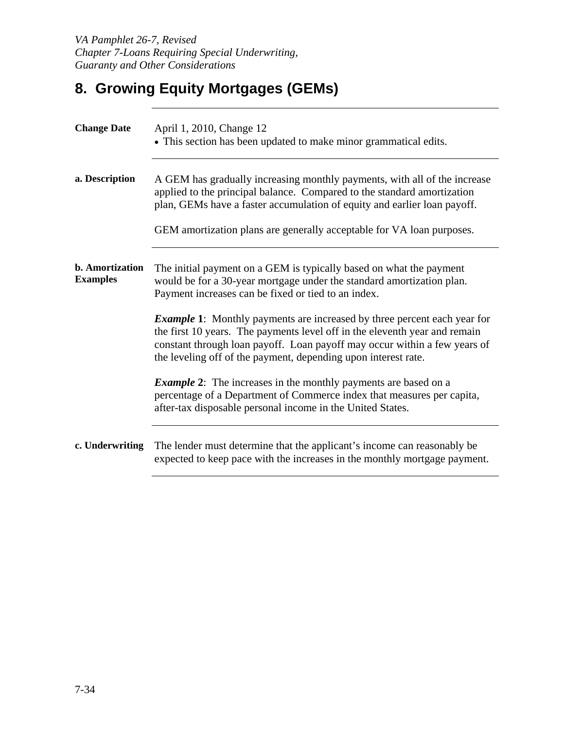# 8. Growing Equity Mortgages (GEMs)

**Change Date**

April 1, 2010, Change 12

- This section has been updated to make minor grammatical edits.

**a. Description**

A GEM has gradually increasing monthly payments, with all of the increase applied to the principal balance. Compared to the standard amortization plan, GEMs have a faster accumulation of equity and earlier loan payoff.

GEM amortization plans are generally acceptable for VA loan purposes.

**b. Amortization Examples**

The initial payment on a GEM is typically based on what the payment would be for a 30-year mortgage under the standard amortization plan. Payment increases can be fixed or tied to an index.

***Example* 1**: Monthly payments are increased by three percent each year for the first 10 years. The payments level off in the eleventh year and remain constant through loan payoff. Loan payoff may occur within a few years of the leveling off of the payment, depending upon interest rate.

***Example* 2**: The increases in the monthly payments are based on a percentage of a Department of Commerce index that measures per capita, after-tax disposable personal income in the United States.

**c. Underwriting**

The lender must determine that the applicant's income can reasonably be expected to keep pace with the increases in the monthly mortgage payment.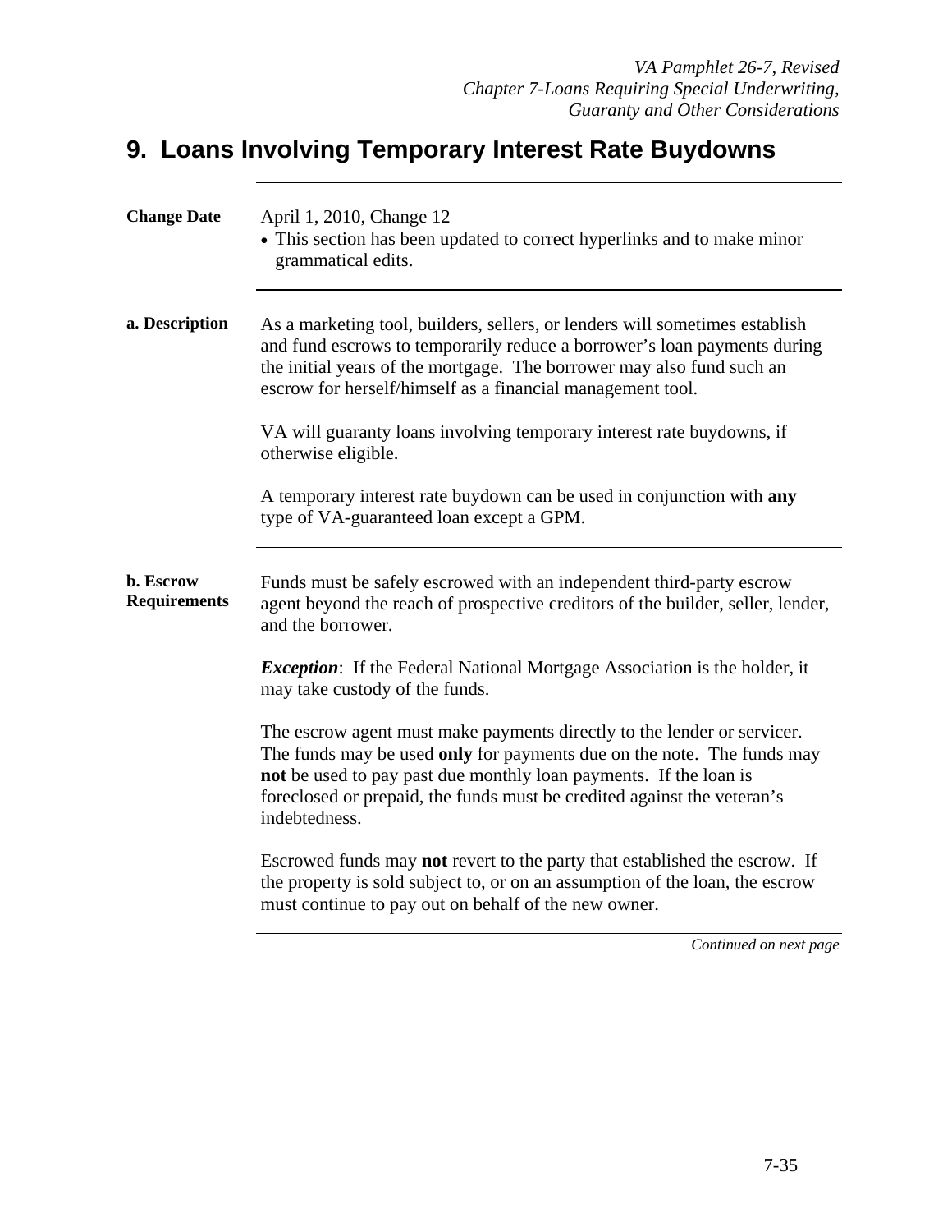# 9. Loans Involving Temporary Interest Rate Buydowns

**Change Date**

April 1, 2010, Change 12

- This section has been updated to correct hyperlinks and to make minor grammatical edits.

**a. Description**

As a marketing tool, builders, sellers, or lenders will sometimes establish and fund escrows to temporarily reduce a borrower's loan payments during the initial years of the mortgage. The borrower may also fund such an escrow for herself/himself as a financial management tool.

VA will guaranty loans involving temporary interest rate buydowns, if otherwise eligible.

A temporary interest rate buydown can be used in conjunction with **any** type of VA-guaranteed loan except a GPM.

**b. Escrow Requirements**

Funds must be safely escrowed with an independent third-party escrow agent beyond the reach of prospective creditors of the builder, seller, lender, and the borrower.

***Exception***: If the Federal National Mortgage Association is the holder, it may take custody of the funds.

The escrow agent must make payments directly to the lender or servicer. The funds may be used **only** for payments due on the note. The funds may **not** be used to pay past due monthly loan payments. If the loan is foreclosed or prepaid, the funds must be credited against the veteran's indebtedness.

Escrowed funds may **not** revert to the party that established the escrow. If the property is sold subject to, or on an assumption of the loan, the escrow must continue to pay out on behalf of the new owner.

*Continued on next page*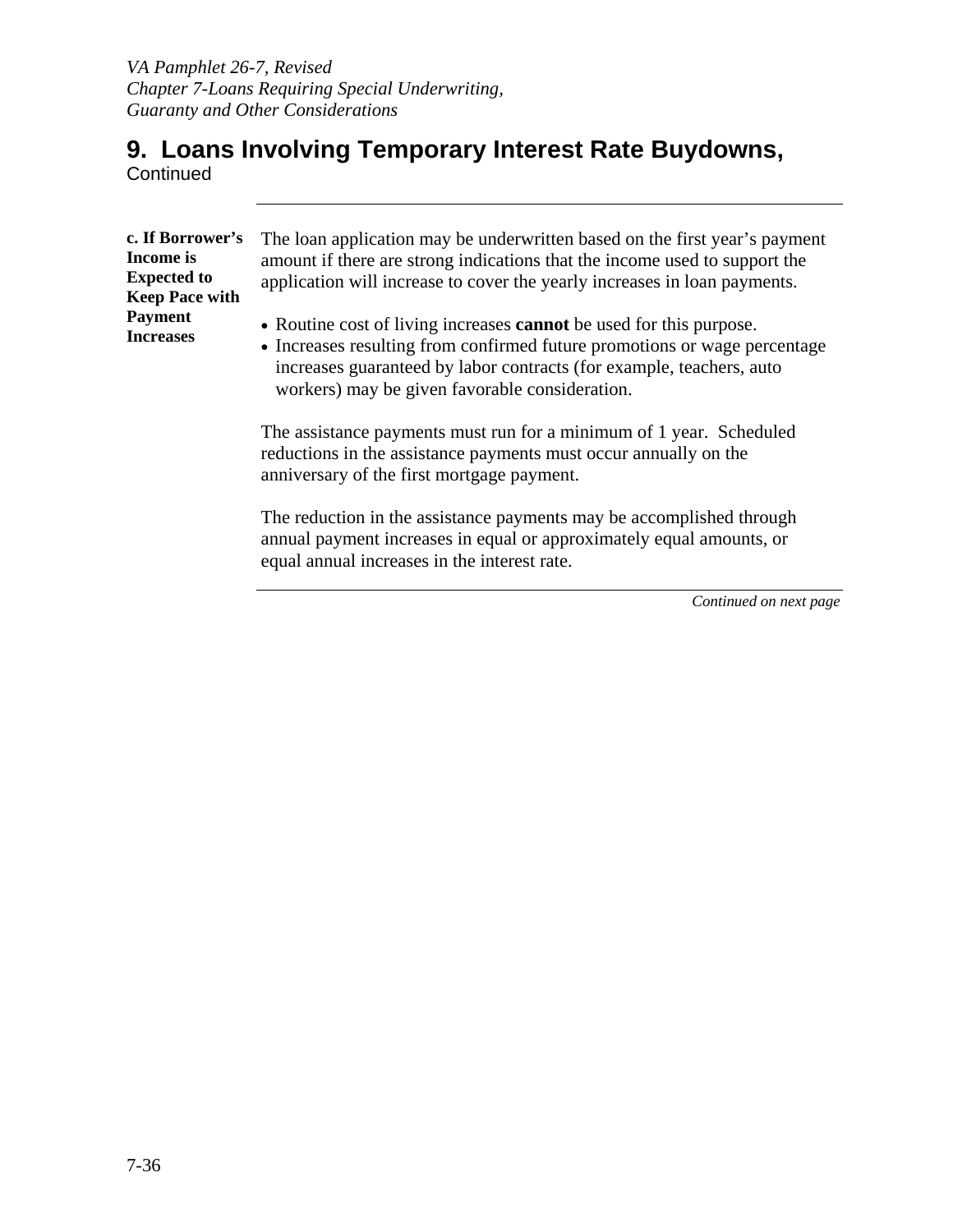## 9. Loans Involving Temporary Interest Rate Buydowns, Continued

**c. If Borrower's Income is Expected to Keep Pace with Payment Increases**

The loan application may be underwritten based on the first year's payment amount if there are strong indications that the income used to support the application will increase to cover the yearly increases in loan payments.

- Routine cost of living increases **cannot** be used for this purpose.
- Increases resulting from confirmed future promotions or wage percentage increases guaranteed by labor contracts (for example, teachers, auto workers) may be given favorable consideration.

The assistance payments must run for a minimum of 1 year. Scheduled reductions in the assistance payments must occur annually on the anniversary of the first mortgage payment.

The reduction in the assistance payments may be accomplished through annual payment increases in equal or approximately equal amounts, or equal annual increases in the interest rate.

*Continued on next page*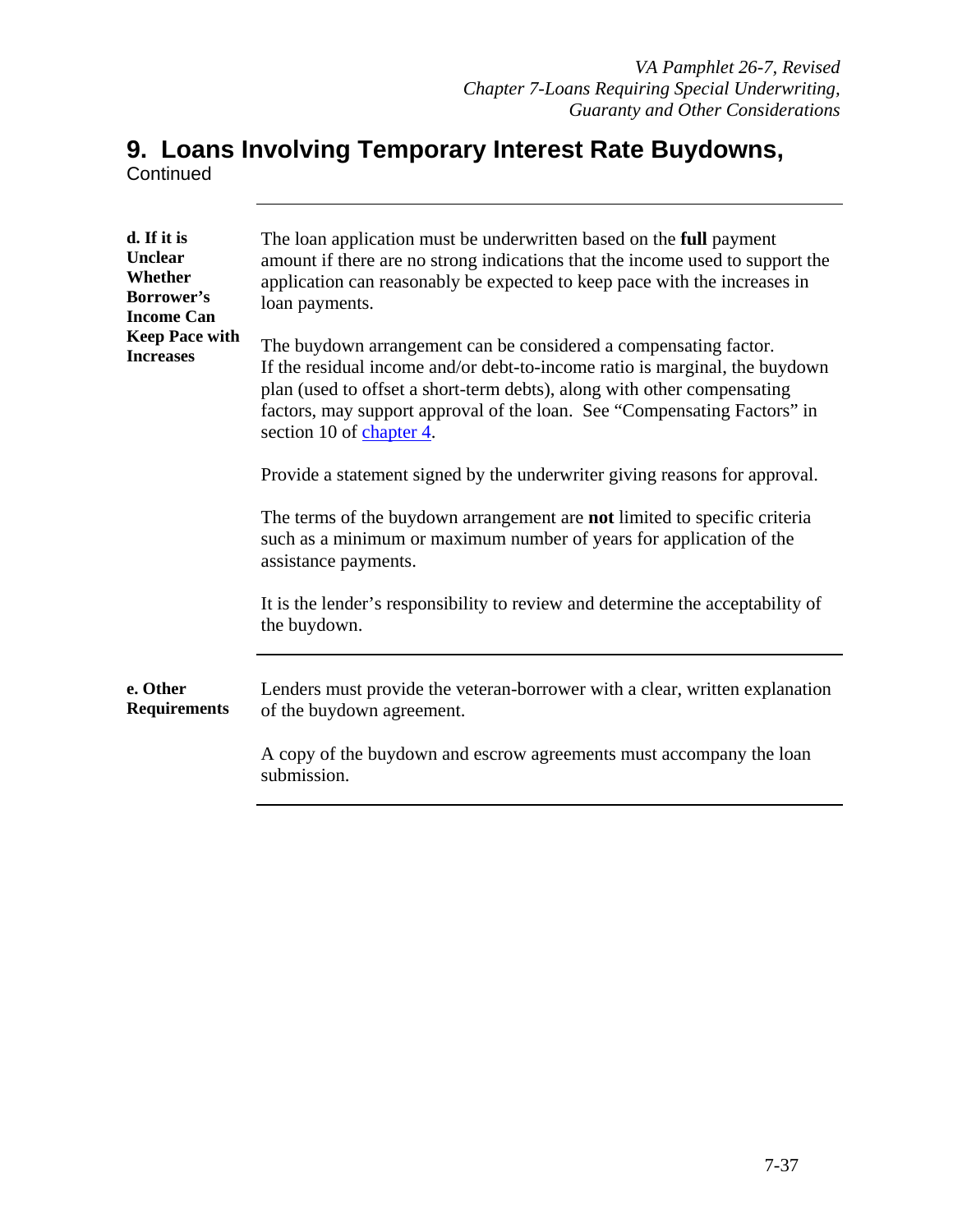# 9. Loans Involving Temporary Interest Rate Buydowns, Continued

---

**d. If it is Unclear Whether Borrower's Income Can Keep Pace with Increases**

The loan application must be underwritten based on the **full** payment amount if there are no strong indications that the income used to support the application can reasonably be expected to keep pace with the increases in loan payments.

The buydown arrangement can be considered a compensating factor. If the residual income and/or debt-to-income ratio is marginal, the buydown plan (used to offset a short-term debts), along with other compensating factors, may support approval of the loan. See "Compensating Factors" in section 10 of chapter 4.

Provide a statement signed by the underwriter giving reasons for approval.

The terms of the buydown arrangement are **not** limited to specific criteria such as a minimum or maximum number of years for application of the assistance payments.

It is the lender's responsibility to review and determine the acceptability of the buydown.

---

**e. Other Requirements**

Lenders must provide the veteran-borrower with a clear, written explanation of the buydown agreement.

A copy of the buydown and escrow agreements must accompany the loan submission.

---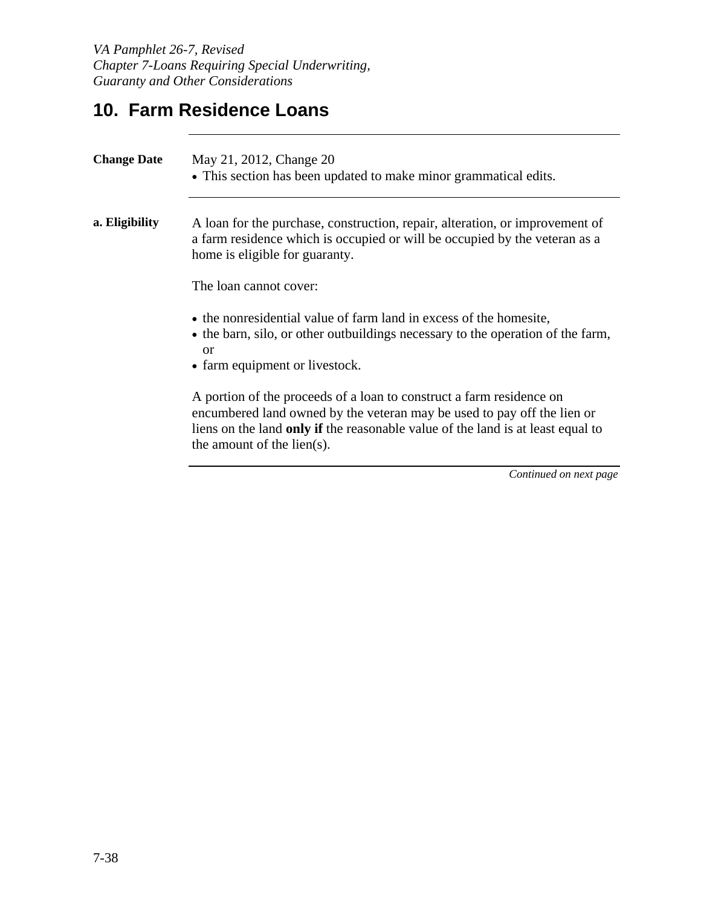## 10. Farm Residence Loans

**Change Date**

May 21, 2012, Change 20

- This section has been updated to make minor grammatical edits.

**a. Eligibility**

A loan for the purchase, construction, repair, alteration, or improvement of a farm residence which is occupied or will be occupied by the veteran as a home is eligible for guaranty.

The loan cannot cover:

- the nonresidential value of farm land in excess of the homesite,
- the barn, silo, or other outbuildings necessary to the operation of the farm, or
- farm equipment or livestock.

A portion of the proceeds of a loan to construct a farm residence on encumbered land owned by the veteran may be used to pay off the lien or liens on the land **only if** the reasonable value of the land is at least equal to the amount of the lien(s).

*Continued on next page*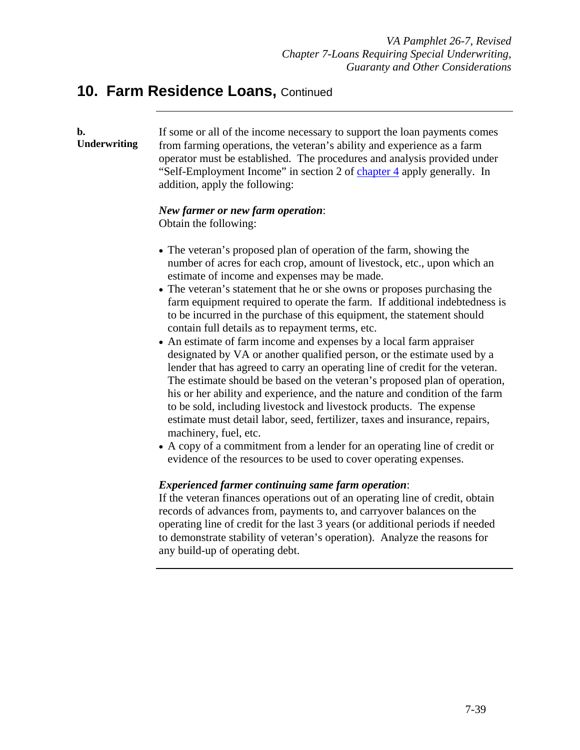## 10. Farm Residence Loans, Continued

**b. Underwriting**

If some or all of the income necessary to support the loan payments comes from farming operations, the veteran's ability and experience as a farm operator must be established. The procedures and analysis provided under "Self-Employment Income" in section 2 of chapter 4 apply generally. In addition, apply the following:

***New farmer or new farm operation***:
Obtain the following:

- The veteran's proposed plan of operation of the farm, showing the number of acres for each crop, amount of livestock, etc., upon which an estimate of income and expenses may be made.
- The veteran's statement that he or she owns or proposes purchasing the farm equipment required to operate the farm. If additional indebtedness is to be incurred in the purchase of this equipment, the statement should contain full details as to repayment terms, etc.
- An estimate of farm income and expenses by a local farm appraiser designated by VA or another qualified person, or the estimate used by a lender that has agreed to carry an operating line of credit for the veteran. The estimate should be based on the veteran's proposed plan of operation, his or her ability and experience, and the nature and condition of the farm to be sold, including livestock and livestock products. The expense estimate must detail labor, seed, fertilizer, taxes and insurance, repairs, machinery, fuel, etc.
- A copy of a commitment from a lender for an operating line of credit or evidence of the resources to be used to cover operating expenses.

***Experienced farmer continuing same farm operation***:
If the veteran finances operations out of an operating line of credit, obtain records of advances from, payments to, and carryover balances on the operating line of credit for the last 3 years (or additional periods if needed to demonstrate stability of veteran's operation). Analyze the reasons for any build-up of operating debt.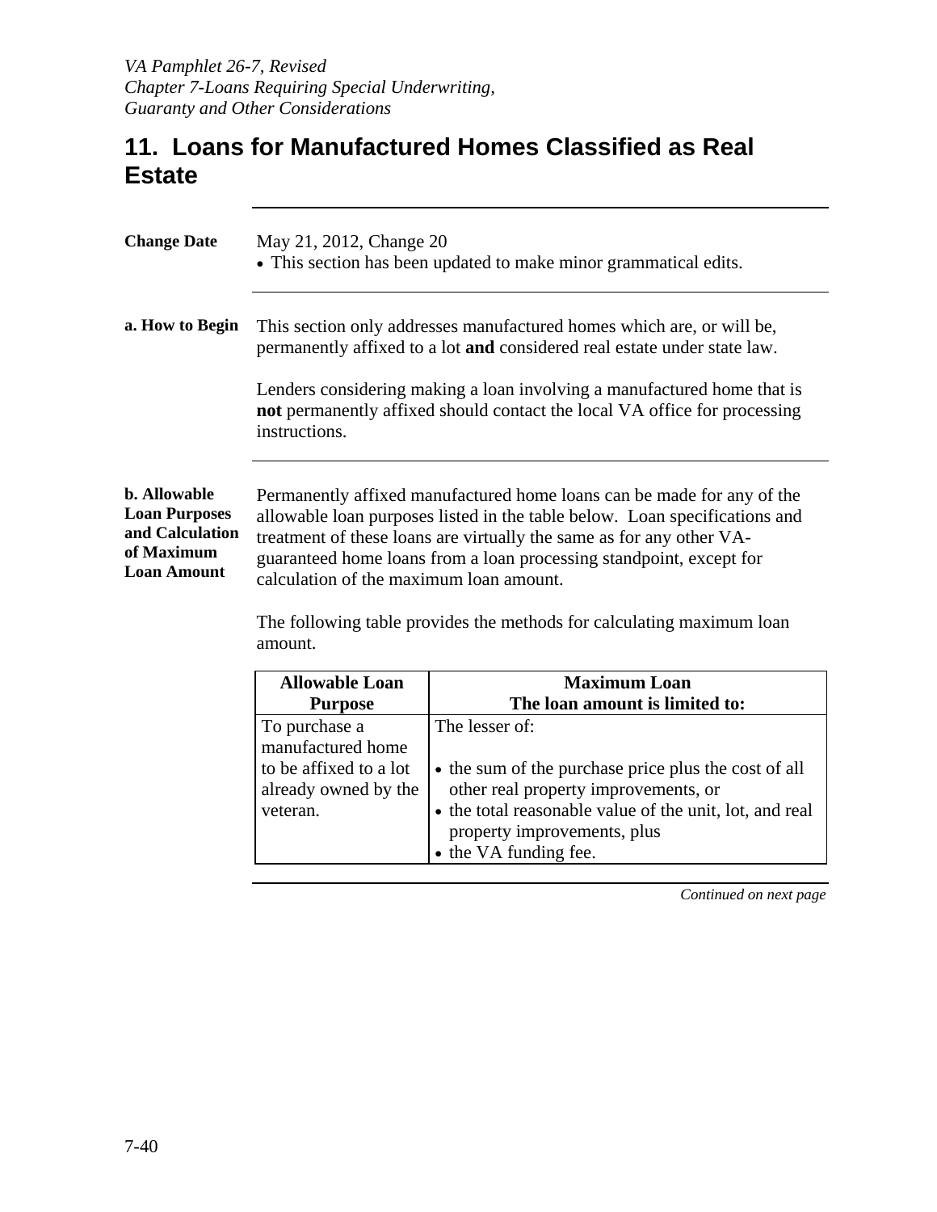# 11. Loans for Manufactured Homes Classified as Real Estate

**Change Date**

May 21, 2012, Change 20
- This section has been updated to make minor grammatical edits.

**a. How to Begin**

This section only addresses manufactured homes which are, or will be, permanently affixed to a lot **and** considered real estate under state law.

Lenders considering making a loan involving a manufactured home that is **not** permanently affixed should contact the local VA office for processing instructions.

**b. Allowable Loan Purposes and Calculation of Maximum Loan Amount**

Permanently affixed manufactured home loans can be made for any of the allowable loan purposes listed in the table below. Loan specifications and treatment of these loans are virtually the same as for any other VA-guaranteed home loans from a loan processing standpoint, except for calculation of the maximum loan amount.

The following table provides the methods for calculating maximum loan amount.

| Allowable Loan Purpose | Maximum Loan<br>The loan amount is limited to: |
|---|---|
| To purchase a manufactured home to be affixed to a lot already owned by the veteran. | The lesser of:<br><br>• the sum of the purchase price plus the cost of all other real property improvements, or<br>• the total reasonable value of the unit, lot, and real property improvements, plus<br>• the VA funding fee. |

*Continued on next page*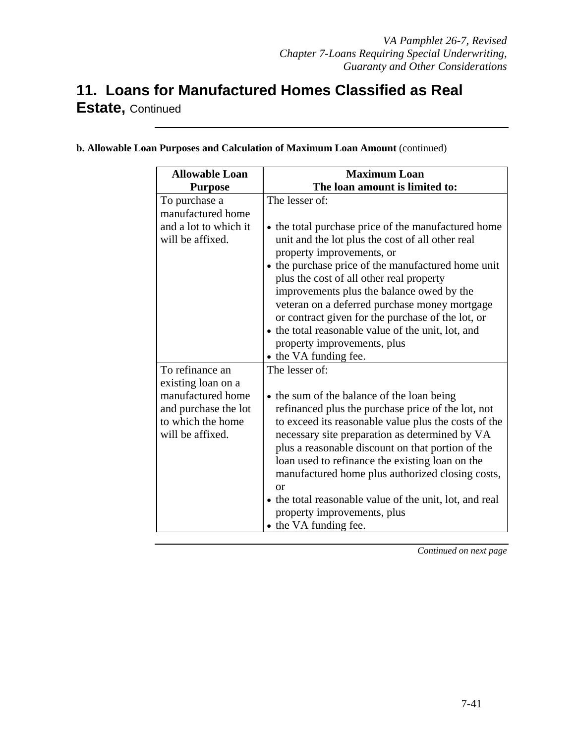# 11. Loans for Manufactured Homes Classified as Real Estate, Continued

**b. Allowable Loan Purposes and Calculation of Maximum Loan Amount** (continued)

| Allowable Loan Purpose | Maximum Loan<br>The loan amount is limited to: |
|---|---|
| To purchase a manufactured home and a lot to which it will be affixed. | The lesser of:<br><br>• the total purchase price of the manufactured home unit and the lot plus the cost of all other real property improvements, or<br>• the purchase price of the manufactured home unit plus the cost of all other real property improvements plus the balance owed by the veteran on a deferred purchase money mortgage or contract given for the purchase of the lot, or<br>• the total reasonable value of the unit, lot, and property improvements, plus<br>• the VA funding fee. |
| To refinance an existing loan on a manufactured home and purchase the lot to which the home will be affixed. | The lesser of:<br><br>• the sum of the balance of the loan being refinanced plus the purchase price of the lot, not to exceed its reasonable value plus the costs of the necessary site preparation as determined by VA plus a reasonable discount on that portion of the loan used to refinance the existing loan on the manufactured home plus authorized closing costs, or<br>• the total reasonable value of the unit, lot, and real property improvements, plus<br>• the VA funding fee. |

*Continued on next page*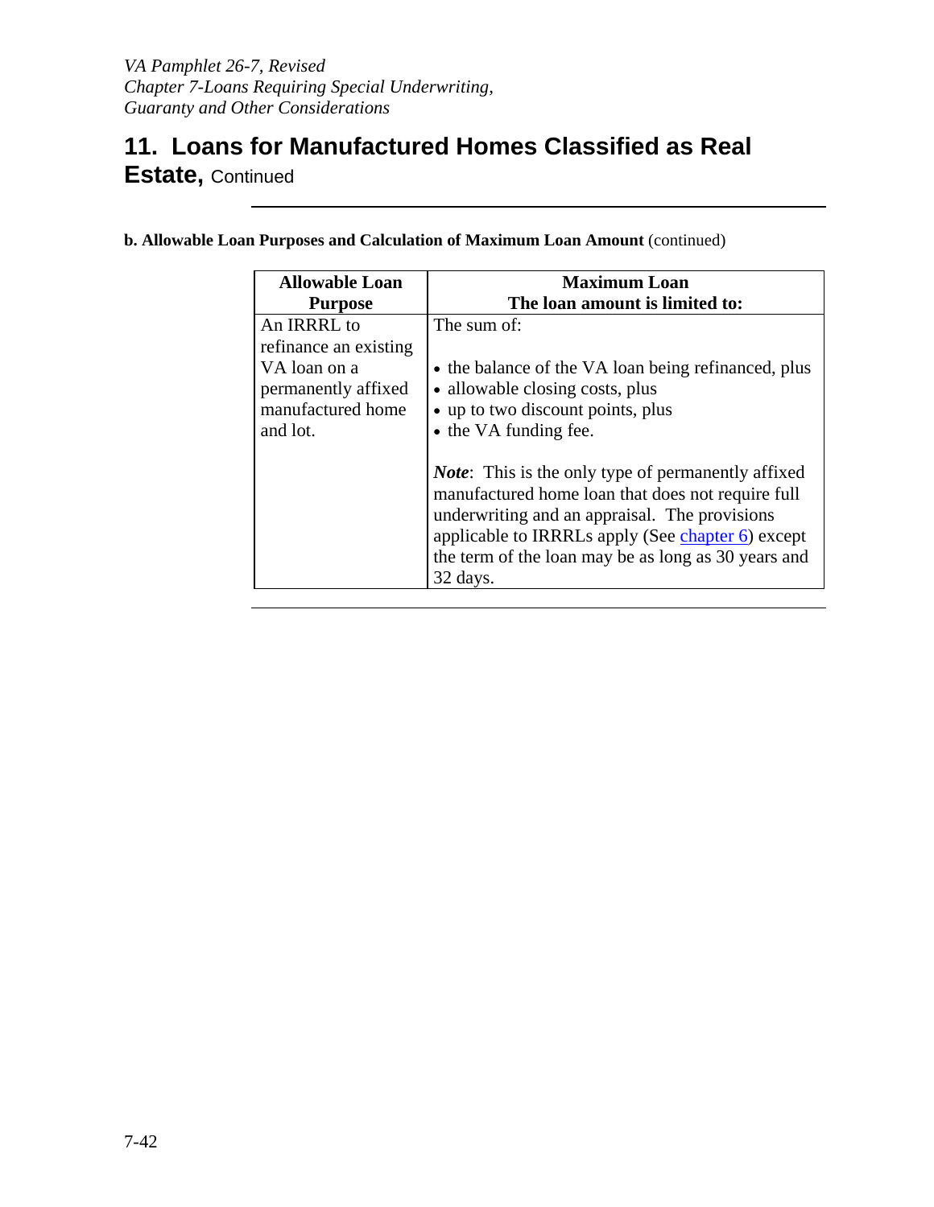## 11. Loans for Manufactured Homes Classified as Real Estate, Continued

**b. Allowable Loan Purposes and Calculation of Maximum Loan Amount** (continued)

| Allowable Loan Purpose | Maximum Loan<br>The loan amount is limited to: |
|---|---|
| An IRRRL to refinance an existing VA loan on a permanently affixed manufactured home and lot. | The sum of:<br><br>• the balance of the VA loan being refinanced, plus<br>• allowable closing costs, plus<br>• up to two discount points, plus<br>• the VA funding fee.<br><br>***Note***: This is the only type of permanently affixed manufactured home loan that does not require full underwriting and an appraisal. The provisions applicable to IRRRLs apply (See chapter 6) except the term of the loan may be as long as 30 years and 32 days. |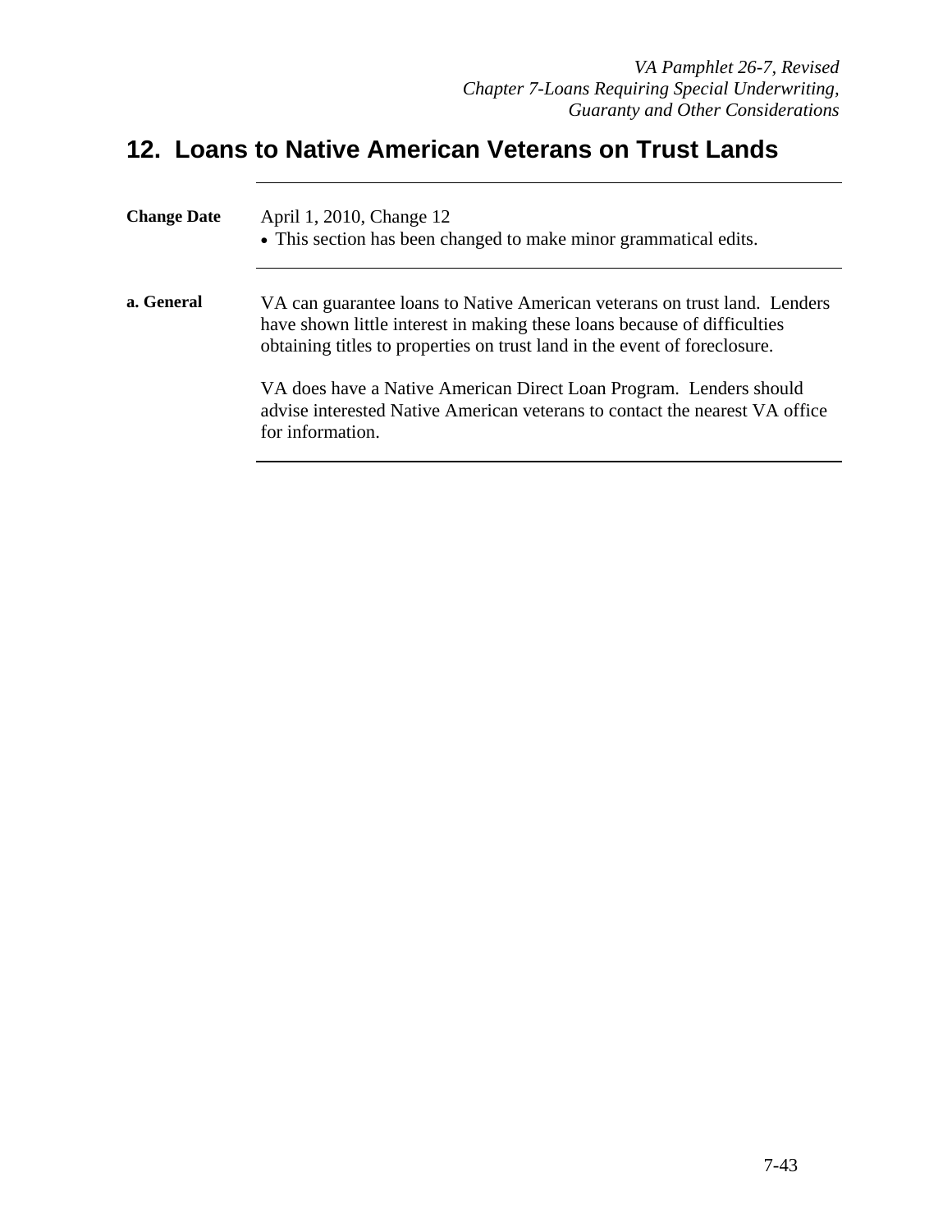## 12. Loans to Native American Veterans on Trust Lands

**Change Date**

April 1, 2010, Change 12

- This section has been changed to make minor grammatical edits.

**a. General**

VA can guarantee loans to Native American veterans on trust land. Lenders have shown little interest in making these loans because of difficulties obtaining titles to properties on trust land in the event of foreclosure.

VA does have a Native American Direct Loan Program. Lenders should advise interested Native American veterans to contact the nearest VA office for information.